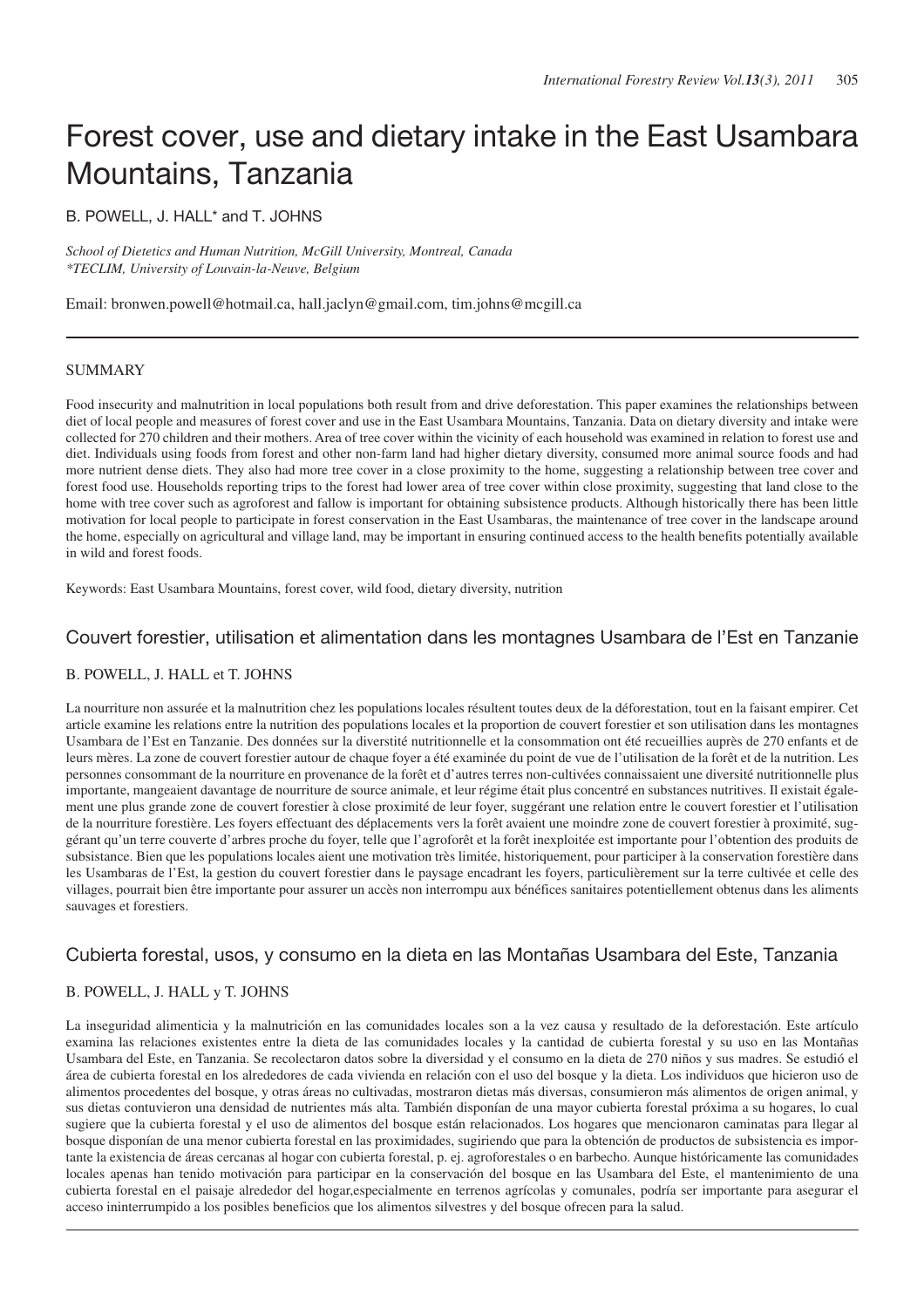# Forest cover, use and dietary intake in the East Usambara Mountains, Tanzania

B. POWELL, J. HALL* and T. JOHNS

*School of Dietetics and Human Nutrition, McGill University, Montreal, Canada*
*\*TECLIM, University of Louvain-la-Neuve, Belgium*

Email: bronwen.powell@hotmail.ca, hall.jaclyn@gmail.com, tim.johns@mcgill.ca

## SUMMARY

Food insecurity and malnutrition in local populations both result from and drive deforestation. This paper examines the relationships between diet of local people and measures of forest cover and use in the East Usambara Mountains, Tanzania. Data on dietary diversity and intake were collected for 270 children and their mothers. Area of tree cover within the vicinity of each household was examined in relation to forest use and diet. Individuals using foods from forest and other non-farm land had higher dietary diversity, consumed more animal source foods and had more nutrient dense diets. They also had more tree cover in a close proximity to the home, suggesting a relationship between tree cover and forest food use. Households reporting trips to the forest had lower area of tree cover within close proximity, suggesting that land close to the home with tree cover such as agroforest and fallow is important for obtaining subsistence products. Although historically there has been little motivation for local people to participate in forest conservation in the East Usambaras, the maintenance of tree cover in the landscape around the home, especially on agricultural and village land, may be important in ensuring continued access to the health benefits potentially available in wild and forest foods.

Keywords: East Usambara Mountains, forest cover, wild food, dietary diversity, nutrition

## Couvert forestier, utilisation et alimentation dans les montagnes Usambara de l'Est en Tanzanie

B. POWELL, J. HALL et T. JOHNS

La nourriture non assurée et la malnutrition chez les populations locales résultent toutes deux de la déforestation, tout en la faisant empirer. Cet article examine les relations entre la nutrition des populations locales et la proportion de couvert forestier et son utilisation dans les montagnes Usambara de l'Est en Tanzanie. Des données sur la diverstité nutritionnelle et la consommation ont été recueillies auprès de 270 enfants et de leurs mères. La zone de couvert forestier autour de chaque foyer a été examinée du point de vue de l'utilisation de la forêt et de la nutrition. Les personnes consommant de la nourriture en provenance de la forêt et d'autres terres non-cultivées connaissaient une diversité nutritionnelle plus importante, mangeaient davantage de nourriture de source animale, et leur régime était plus concentré en substances nutritives. Il existait également une plus grande zone de couvert forestier à close proximité de leur foyer, suggérant une relation entre le couvert forestier et l'utilisation de la nourriture forestière. Les foyers effectuant des déplacements vers la forêt avaient une moindre zone de couvert forestier à proximité, suggérant qu'un terre couverte d'arbres proche du foyer, telle que l'agroforêt et la forêt inexploitée est importante pour l'obtention des produits de subsistance. Bien que les populations locales aient une motivation très limitée, historiquement, pour participer à la conservation forestière dans les Usambaras de l'Est, la gestion du couvert forestier dans le paysage encadrant les foyers, particulièrement sur la terre cultivée et celle des villages, pourrait bien être importante pour assurer un accès non interrompu aux bénéfices sanitaires potentiellement obtenus dans les aliments sauvages et forestiers.

## Cubierta forestal, usos, y consumo en la dieta en las Montañas Usambara del Este, Tanzania

B. POWELL, J. HALL y T. JOHNS

La inseguridad alimenticia y la malnutrición en las comunidades locales son a la vez causa y resultado de la deforestación. Este artículo examina las relaciones existentes entre la dieta de las comunidades locales y la cantidad de cubierta forestal y su uso en las Montañas Usambara del Este, en Tanzania. Se recolectaron datos sobre la diversidad y el consumo en la dieta de 270 niños y sus madres. Se estudió el área de cubierta forestal en los alrededores de cada vivienda en relación con el uso del bosque y la dieta. Los individuos que hicieron uso de alimentos procedentes del bosque, y otras áreas no cultivadas, mostraron dietas más diversas, consumieron más alimentos de origen animal, y sus dietas contuvieron una densidad de nutrientes más alta. También disponían de una mayor cubierta forestal próxima a su hogares, lo cual sugiere que la cubierta forestal y el uso de alimentos del bosque están relacionados. Los hogares que mencionaron caminatas para llegar al bosque disponían de una menor cubierta forestal en las proximidades, sugiriendo que para la obtención de productos de subsistencia es importante la existencia de áreas cercanas al hogar con cubierta forestal, p. ej. agroforestales o en barbecho. Aunque históricamente las comunidades locales apenas han tenido motivación para participar en la conservación del bosque en las Usambara del Este, el mantenimiento de una cubierta forestal en el paisaje alrededor del hogar,especialmente en terrenos agrícolas y comunales, podría ser importante para asegurar el acceso ininterrumpido a los posibles beneficios que los alimentos silvestres y del bosque ofrecen para la salud.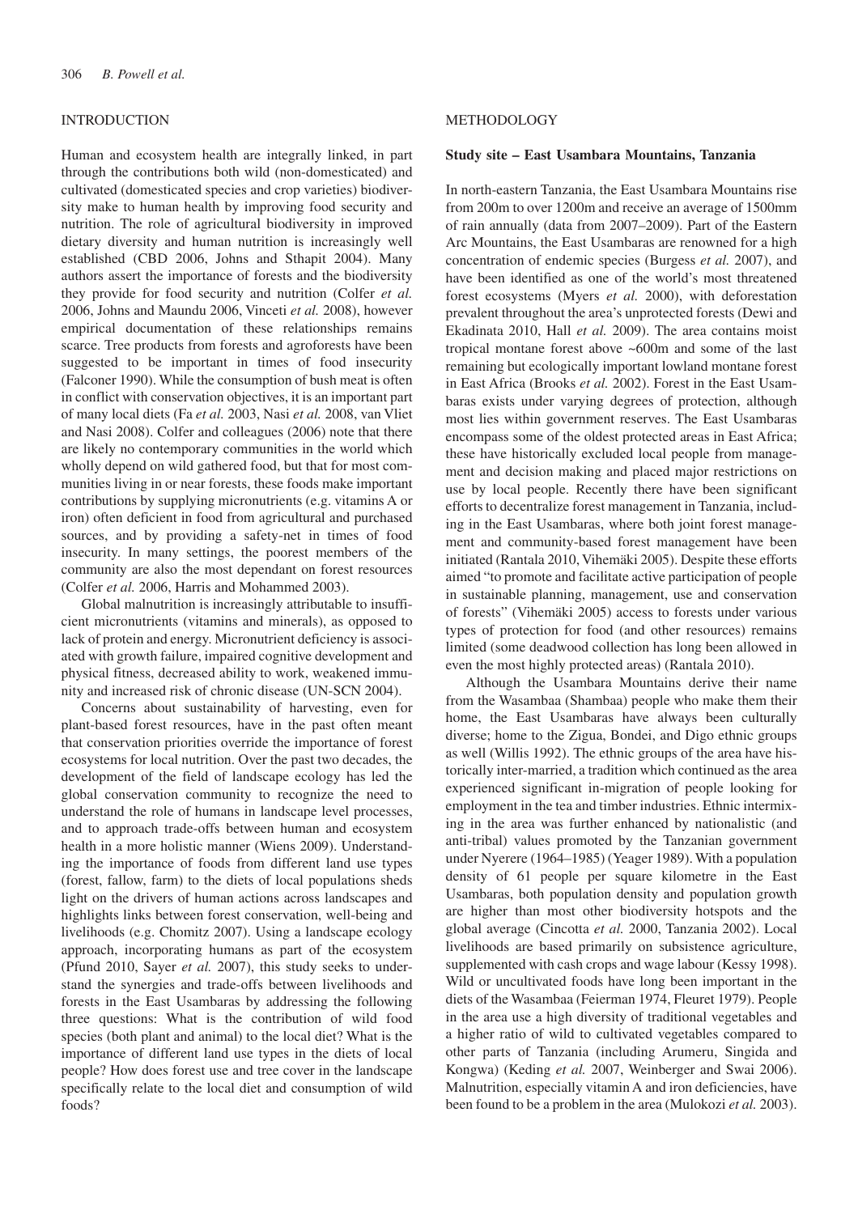## INTRODUCTION

Human and ecosystem health are integrally linked, in part through the contributions both wild (non-domesticated) and cultivated (domesticated species and crop varieties) biodiversity make to human health by improving food security and nutrition. The role of agricultural biodiversity in improved dietary diversity and human nutrition is increasingly well established (CBD 2006, Johns and Sthapit 2004). Many authors assert the importance of forests and the biodiversity they provide for food security and nutrition (Colfer *et al.* 2006, Johns and Maundu 2006, Vinceti *et al.* 2008), however empirical documentation of these relationships remains scarce. Tree products from forests and agroforests have been suggested to be important in times of food insecurity (Falconer 1990). While the consumption of bush meat is often in conflict with conservation objectives, it is an important part of many local diets (Fa *et al.* 2003, Nasi *et al.* 2008, van Vliet and Nasi 2008). Colfer and colleagues (2006) note that there are likely no contemporary communities in the world which wholly depend on wild gathered food, but that for most communities living in or near forests, these foods make important contributions by supplying micronutrients (e.g. vitamins A or iron) often deficient in food from agricultural and purchased sources, and by providing a safety-net in times of food insecurity. In many settings, the poorest members of the community are also the most dependant on forest resources (Colfer *et al.* 2006, Harris and Mohammed 2003).

Global malnutrition is increasingly attributable to insufficient micronutrients (vitamins and minerals), as opposed to lack of protein and energy. Micronutrient deficiency is associated with growth failure, impaired cognitive development and physical fitness, decreased ability to work, weakened immunity and increased risk of chronic disease (UN-SCN 2004).

Concerns about sustainability of harvesting, even for plant-based forest resources, have in the past often meant that conservation priorities override the importance of forest ecosystems for local nutrition. Over the past two decades, the development of the field of landscape ecology has led the global conservation community to recognize the need to understand the role of humans in landscape level processes, and to approach trade-offs between human and ecosystem health in a more holistic manner (Wiens 2009). Understanding the importance of foods from different land use types (forest, fallow, farm) to the diets of local populations sheds light on the drivers of human actions across landscapes and highlights links between forest conservation, well-being and livelihoods (e.g. Chomitz 2007). Using a landscape ecology approach, incorporating humans as part of the ecosystem (Pfund 2010, Sayer *et al.* 2007), this study seeks to understand the synergies and trade-offs between livelihoods and forests in the East Usambaras by addressing the following three questions: What is the contribution of wild food species (both plant and animal) to the local diet? What is the importance of different land use types in the diets of local people? How does forest use and tree cover in the landscape specifically relate to the local diet and consumption of wild foods?

## METHODOLOGY

### Study site – East Usambara Mountains, Tanzania

In north-eastern Tanzania, the East Usambara Mountains rise from 200m to over 1200m and receive an average of 1500mm of rain annually (data from 2007–2009). Part of the Eastern Arc Mountains, the East Usambaras are renowned for a high concentration of endemic species (Burgess *et al.* 2007), and have been identified as one of the world's most threatened forest ecosystems (Myers *et al.* 2000), with deforestation prevalent throughout the area's unprotected forests (Dewi and Ekadinata 2010, Hall *et al.* 2009). The area contains moist tropical montane forest above ~600m and some of the last remaining but ecologically important lowland montane forest in East Africa (Brooks *et al.* 2002). Forest in the East Usambaras exists under varying degrees of protection, although most lies within government reserves. The East Usambaras encompass some of the oldest protected areas in East Africa; these have historically excluded local people from management and decision making and placed major restrictions on use by local people. Recently there have been significant efforts to decentralize forest management in Tanzania, including in the East Usambaras, where both joint forest management and community-based forest management have been initiated (Rantala 2010, Vihemäki 2005). Despite these efforts aimed "to promote and facilitate active participation of people in sustainable planning, management, use and conservation of forests" (Vihemäki 2005) access to forests under various types of protection for food (and other resources) remains limited (some deadwood collection has long been allowed in even the most highly protected areas) (Rantala 2010).

Although the Usambara Mountains derive their name from the Wasambaa (Shambaa) people who make them their home, the East Usambaras have always been culturally diverse; home to the Zigua, Bondei, and Digo ethnic groups as well (Willis 1992). The ethnic groups of the area have historically inter-married, a tradition which continued as the area experienced significant in-migration of people looking for employment in the tea and timber industries. Ethnic intermixing in the area was further enhanced by nationalistic (and anti-tribal) values promoted by the Tanzanian government under Nyerere (1964–1985) (Yeager 1989). With a population density of 61 people per square kilometre in the East Usambaras, both population density and population growth are higher than most other biodiversity hotspots and the global average (Cincotta *et al.* 2000, Tanzania 2002). Local livelihoods are based primarily on subsistence agriculture, supplemented with cash crops and wage labour (Kessy 1998). Wild or uncultivated foods have long been important in the diets of the Wasambaa (Feierman 1974, Fleuret 1979). People in the area use a high diversity of traditional vegetables and a higher ratio of wild to cultivated vegetables compared to other parts of Tanzania (including Arumeru, Singida and Kongwa) (Keding *et al.* 2007, Weinberger and Swai 2006). Malnutrition, especially vitamin A and iron deficiencies, have been found to be a problem in the area (Mulokozi *et al.* 2003).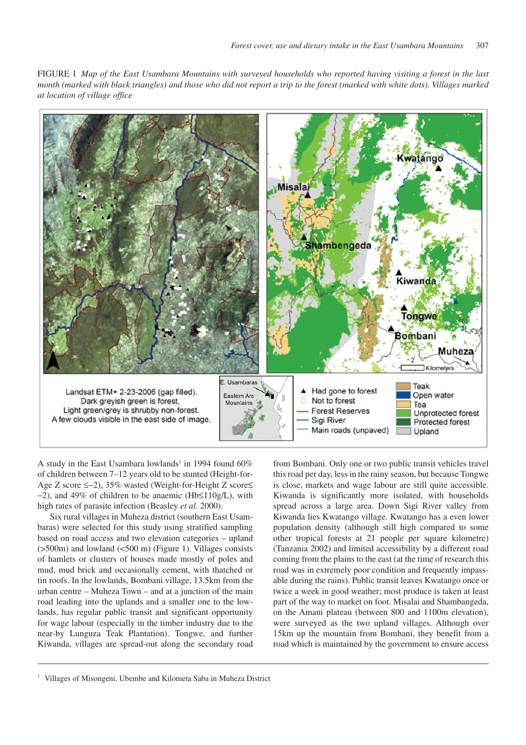FIGURE 1 *Map of the East Usambara Mountains with surveyed households who reported having visiting a forest in the last month (marked with black triangles) and those who did not report a trip to the forest (marked with white dots). Villages marked at location of village office*

A study in the East Usambara lowlands[1] in 1994 found 60% of children between 7–12 years old to be stunted (Height-for-Age Z score ≤–2), 35% wasted (Weight-for-Height Z score≤ –2), and 49% of children to be anaemic (Hb≤110g/L), with high rates of parasite infection (Beasley *et al.* 2000).

Six rural villages in Muheza district (southern East Usambaras) were selected for this study using stratified sampling based on road access and two elevation categories – upland (>500m) and lowland (<500 m) (Figure 1). Villages consists of hamlets or clusters of houses made mostly of poles and mud, mud brick and occasionally cement, with thatched or tin roofs. In the lowlands, Bombani village, 13.5km from the urban centre – Muheza Town – and at a junction of the main road leading into the uplands and a smaller one to the lowlands, has regular public transit and significant opportunity for wage labour (especially in the timber industry due to the near-by Lunguza Teak Plantation). Tongwe, and further Kiwanda, villages are spread-out along the secondary road from Bombani. Only one or two public transit vehicles travel this road per day, less in the rainy season, but because Tongwe is close, markets and wage labour are still quite accessible. Kiwanda is significantly more isolated, with households spread across a large area. Down Sigi River valley from Kiwanda lies Kwatango village. Kwatango has a even lower population density (although still high compared to some other tropical forests at 21 people per square kilometre) (Tanzania 2002) and limited accessibility by a different road coming from the plains to the east (at the time of research this road was in extremely poor condition and frequently impassable during the rains). Public transit leaves Kwatango once or twice a week in good weather; most produce is taken at least part of the way to market on foot. Misalai and Shambangeda, on the Amani plateau (between 800 and 1100m elevation), were surveyed as the two upland villages. Although over 15km up the mountain from Bombani, they benefit from a road which is maintained by the government to ensure access

[1] Villages of Misongeni, Ubembe and Kilometa Saba in Muheza District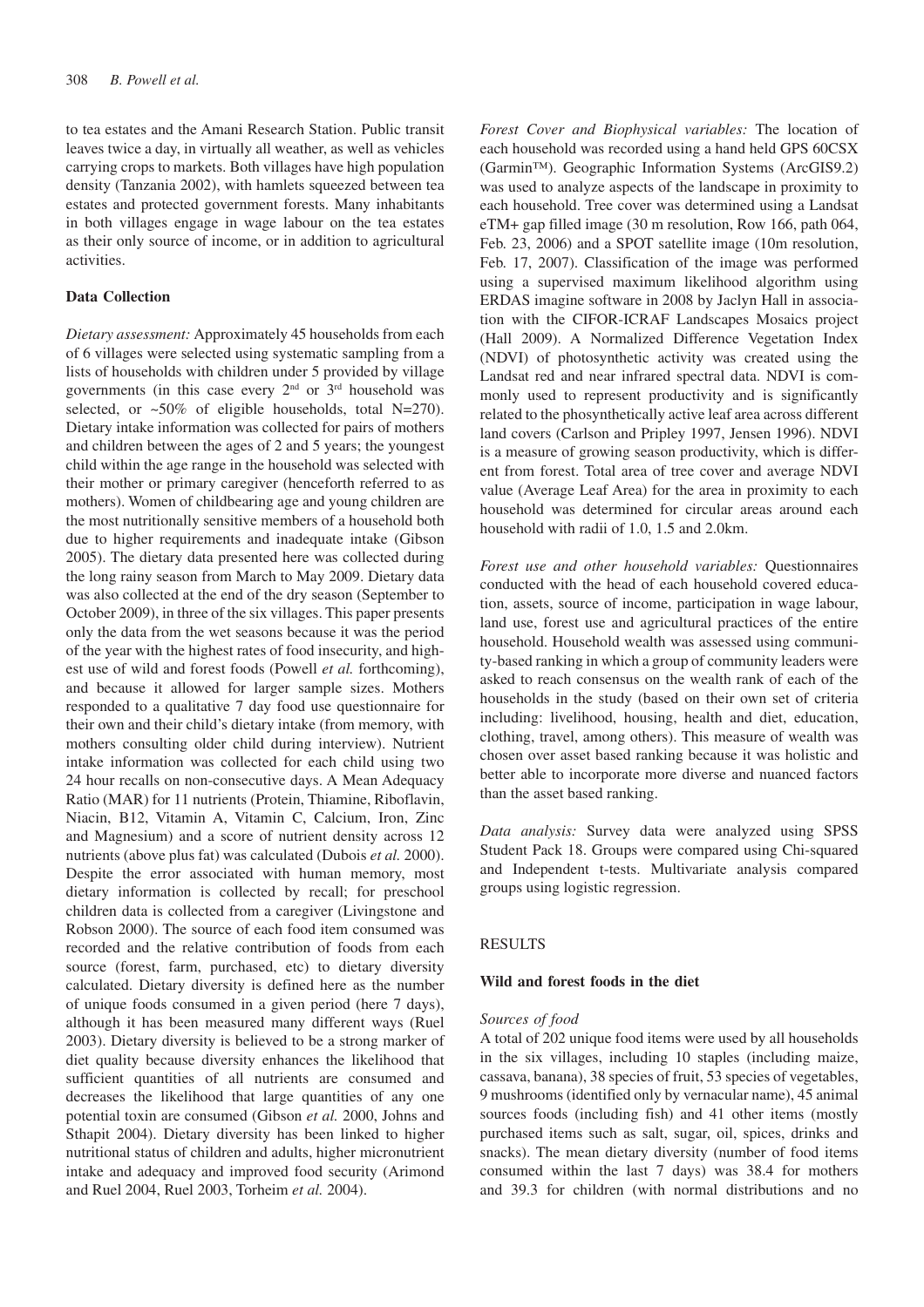to tea estates and the Amani Research Station. Public transit leaves twice a day, in virtually all weather, as well as vehicles carrying crops to markets. Both villages have high population density (Tanzania 2002), with hamlets squeezed between tea estates and protected government forests. Many inhabitants in both villages engage in wage labour on the tea estates as their only source of income, or in addition to agricultural activities.

### Data Collection

*Dietary assessment:* Approximately 45 households from each of 6 villages were selected using systematic sampling from a lists of households with children under 5 provided by village governments (in this case every 2nd or 3rd household was selected, or ~50% of eligible households, total N=270). Dietary intake information was collected for pairs of mothers and children between the ages of 2 and 5 years; the youngest child within the age range in the household was selected with their mother or primary caregiver (henceforth referred to as mothers). Women of childbearing age and young children are the most nutritionally sensitive members of a household both due to higher requirements and inadequate intake (Gibson 2005). The dietary data presented here was collected during the long rainy season from March to May 2009. Dietary data was also collected at the end of the dry season (September to October 2009), in three of the six villages. This paper presents only the data from the wet seasons because it was the period of the year with the highest rates of food insecurity, and highest use of wild and forest foods (Powell *et al.* forthcoming), and because it allowed for larger sample sizes. Mothers responded to a qualitative 7 day food use questionnaire for their own and their child's dietary intake (from memory, with mothers consulting older child during interview). Nutrient intake information was collected for each child using two 24 hour recalls on non-consecutive days. A Mean Adequacy Ratio (MAR) for 11 nutrients (Protein, Thiamine, Riboflavin, Niacin, B12, Vitamin A, Vitamin C, Calcium, Iron, Zinc and Magnesium) and a score of nutrient density across 12 nutrients (above plus fat) was calculated (Dubois *et al.* 2000). Despite the error associated with human memory, most dietary information is collected by recall; for preschool children data is collected from a caregiver (Livingstone and Robson 2000). The source of each food item consumed was recorded and the relative contribution of foods from each source (forest, farm, purchased, etc) to dietary diversity calculated. Dietary diversity is defined here as the number of unique foods consumed in a given period (here 7 days), although it has been measured many different ways (Ruel 2003). Dietary diversity is believed to be a strong marker of diet quality because diversity enhances the likelihood that sufficient quantities of all nutrients are consumed and decreases the likelihood that large quantities of any one potential toxin are consumed (Gibson *et al.* 2000, Johns and Sthapit 2004). Dietary diversity has been linked to higher nutritional status of children and adults, higher micronutrient intake and adequacy and improved food security (Arimond and Ruel 2004, Ruel 2003, Torheim *et al.* 2004).

*Forest Cover and Biophysical variables:* The location of each household was recorded using a hand held GPS 60CSX (Garmin™). Geographic Information Systems (ArcGIS9.2) was used to analyze aspects of the landscape in proximity to each household. Tree cover was determined using a Landsat eTM+ gap filled image (30 m resolution, Row 166, path 064, Feb. 23, 2006) and a SPOT satellite image (10m resolution, Feb. 17, 2007). Classification of the image was performed using a supervised maximum likelihood algorithm using ERDAS imagine software in 2008 by Jaclyn Hall in association with the CIFOR-ICRAF Landscapes Mosaics project (Hall 2009). A Normalized Difference Vegetation Index (NDVI) of photosynthetic activity was created using the Landsat red and near infrared spectral data. NDVI is commonly used to represent productivity and is significantly related to the phosynthetically active leaf area across different land covers (Carlson and Pripley 1997, Jensen 1996). NDVI is a measure of growing season productivity, which is different from forest. Total area of tree cover and average NDVI value (Average Leaf Area) for the area in proximity to each household was determined for circular areas around each household with radii of 1.0, 1.5 and 2.0km.

*Forest use and other household variables:* Questionnaires conducted with the head of each household covered education, assets, source of income, participation in wage labour, land use, forest use and agricultural practices of the entire household. Household wealth was assessed using community-based ranking in which a group of community leaders were asked to reach consensus on the wealth rank of each of the households in the study (based on their own set of criteria including: livelihood, housing, health and diet, education, clothing, travel, among others). This measure of wealth was chosen over asset based ranking because it was holistic and better able to incorporate more diverse and nuanced factors than the asset based ranking.

*Data analysis:* Survey data were analyzed using SPSS Student Pack 18. Groups were compared using Chi-squared and Independent t-tests. Multivariate analysis compared groups using logistic regression.

## RESULTS

### Wild and forest foods in the diet

*Sources of food*

A total of 202 unique food items were used by all households in the six villages, including 10 staples (including maize, cassava, banana), 38 species of fruit, 53 species of vegetables, 9 mushrooms (identified only by vernacular name), 45 animal sources foods (including fish) and 41 other items (mostly purchased items such as salt, sugar, oil, spices, drinks and snacks). The mean dietary diversity (number of food items consumed within the last 7 days) was 38.4 for mothers and 39.3 for children (with normal distributions and no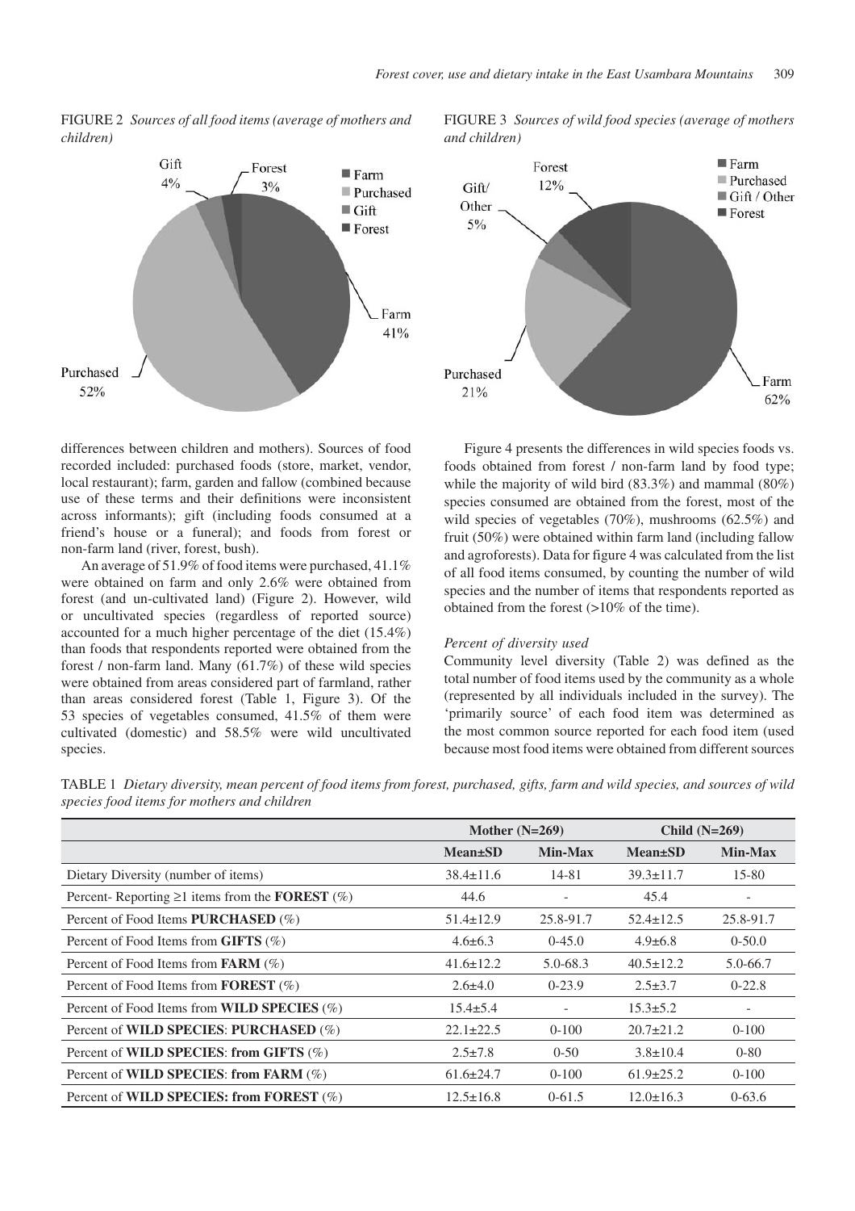FIGURE 2 *Sources of all food items (average of mothers and children)*

FIGURE 3 *Sources of wild food species (average of mothers and children)*

differences between children and mothers). Sources of food recorded included: purchased foods (store, market, vendor, local restaurant); farm, garden and fallow (combined because use of these terms and their definitions were inconsistent across informants); gift (including foods consumed at a friend's house or a funeral); and foods from forest or non-farm land (river, forest, bush).

An average of 51.9% of food items were purchased, 41.1% were obtained on farm and only 2.6% were obtained from forest (and un-cultivated land) (Figure 2). However, wild or uncultivated species (regardless of reported source) accounted for a much higher percentage of the diet (15.4%) than foods that respondents reported were obtained from the forest / non-farm land. Many (61.7%) of these wild species were obtained from areas considered part of farmland, rather than areas considered forest (Table 1, Figure 3). Of the 53 species of vegetables consumed, 41.5% of them were cultivated (domestic) and 58.5% were wild uncultivated species.

Figure 4 presents the differences in wild species foods vs. foods obtained from forest / non-farm land by food type; while the majority of wild bird (83.3%) and mammal (80%) species consumed are obtained from the forest, most of the wild species of vegetables (70%), mushrooms (62.5%) and fruit (50%) were obtained within farm land (including fallow and agroforests). Data for figure 4 was calculated from the list of all food items consumed, by counting the number of wild species and the number of items that respondents reported as obtained from the forest (>10% of the time).

#### *Percent of diversity used*

Community level diversity (Table 2) was defined as the total number of food items used by the community as a whole (represented by all individuals included in the survey). The 'primarily source' of each food item was determined as the most common source reported for each food item (used because most food items were obtained from different sources

TABLE 1 *Dietary diversity, mean percent of food items from forest, purchased, gifts, farm and wild species, and sources of wild species food items for mothers and children*

| | Mother (N=269) | | Child (N=269) | |
|---|---|---|---|---|
| | **Mean±SD** | **Min-Max** | **Mean±SD** | **Min-Max** |
| Dietary Diversity (number of items) | 38.4±11.6 | 14-81 | 39.3±11.7 | 15-80 |
| Percent- Reporting ≥1 items from the **FOREST** (%) | 44.6 | - | 45.4 | - |
| Percent of Food Items **PURCHASED** (%) | 51.4±12.9 | 25.8-91.7 | 52.4±12.5 | 25.8-91.7 |
| Percent of Food Items from **GIFTS** (%) | 4.6±6.3 | 0-45.0 | 4.9±6.8 | 0-50.0 |
| Percent of Food Items from **FARM** (%) | 41.6±12.2 | 5.0-68.3 | 40.5±12.2 | 5.0-66.7 |
| Percent of Food Items from **FOREST** (%) | 2.6±4.0 | 0-23.9 | 2.5±3.7 | 0-22.8 |
| Percent of Food Items from **WILD SPECIES** (%) | 15.4±5.4 | - | 15.3±5.2 | - |
| Percent of **WILD SPECIES**: **PURCHASED** (%) | 22.1±22.5 | 0-100 | 20.7±21.2 | 0-100 |
| Percent of **WILD SPECIES**: **from GIFTS** (%) | 2.5±7.8 | 0-50 | 3.8±10.4 | 0-80 |
| Percent of **WILD SPECIES**: **from FARM** (%) | 61.6±24.7 | 0-100 | 61.9±25.2 | 0-100 |
| Percent of **WILD SPECIES: from FOREST** (%) | 12.5±16.8 | 0-61.5 | 12.0±16.3 | 0-63.6 |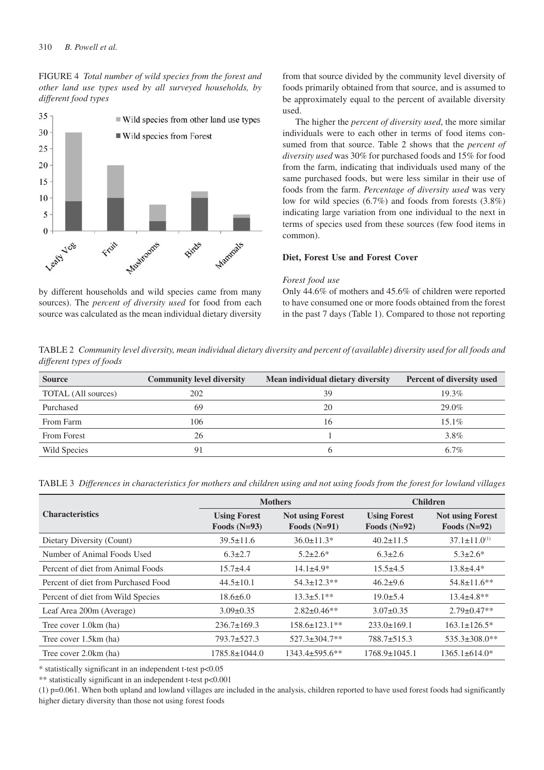FIGURE 4 *Total number of wild species from the forest and other land use types used by all surveyed households, by different food types*

by different households and wild species came from many sources). The *percent of diversity used* for food from each source was calculated as the mean individual dietary diversity from that source divided by the community level diversity of foods primarily obtained from that source, and is assumed to be approximately equal to the percent of available diversity used.

The higher the *percent of diversity used*, the more similar individuals were to each other in terms of food items consumed from that source. Table 2 shows that the *percent of diversity used* was 30% for purchased foods and 15% for food from the farm, indicating that individuals used many of the same purchased foods, but were less similar in their use of foods from the farm. *Percentage of diversity used* was very low for wild species (6.7%) and foods from forests (3.8%) indicating large variation from one individual to the next in terms of species used from these sources (few food items in common).

### Diet, Forest Use and Forest Cover

*Forest food use*

Only 44.6% of mothers and 45.6% of children were reported to have consumed one or more foods obtained from the forest in the past 7 days (Table 1). Compared to those not reporting

TABLE 2 *Community level diversity, mean individual dietary diversity and percent of (available) diversity used for all foods and different types of foods*

| Source | Community level diversity | Mean individual dietary diversity | Percent of diversity used |
|---|---|---|---|
| TOTAL (All sources) | 202 | 39 | 19.3% |
| Purchased | 69 | 20 | 29.0% |
| From Farm | 106 | 16 | 15.1% |
| From Forest | 26 | 1 | 3.8% |
| Wild Species | 91 | 6 | 6.7% |

TABLE 3 *Differences in characteristics for mothers and children using and not using foods from the forest for lowland villages*

| Characteristics | Mothers | | Children | |
|---|---|---|---|---|
| | Using Forest Foods (N=93) | Not using Forest Foods (N=91) | Using Forest Foods (N=92) | Not using Forest Foods (N=92) |
| Dietary Diversity (Count) | 39.5±11.6 | 36.0±11.3* | 40.2±11.5 | 37.1±11.0[(1)] |
| Number of Animal Foods Used | 6.3±2.7 | 5.2±2.6* | 6.3±2.6 | 5.3±2.6* |
| Percent of diet from Animal Foods | 15.7±4.4 | 14.1±4.9* | 15.5±4.5 | 13.8±4.4* |
| Percent of diet from Purchased Food | 44.5±10.1 | 54.3±12.3** | 46.2±9.6 | 54.8±11.6** |
| Percent of diet from Wild Species | 18.6±6.0 | 13.3±5.1** | 19.0±5.4 | 13.4±4.8** |
| Leaf Area 200m (Average) | 3.09±0.35 | 2.82±0.46** | 3.07±0.35 | 2.79±0.47** |
| Tree cover 1.0km (ha) | 236.7±169.3 | 158.6±123.1** | 233.0±169.1 | 163.1±126.5* |
| Tree cover 1.5km (ha) | 793.7±527.3 | 527.3±304.7** | 788.7±515.3 | 535.3±308.0** |
| Tree cover 2.0km (ha) | 1785.8±1044.0 | 1343.4±595.6** | 1768.9±1045.1 | 1365.1±614.0* |

\* statistically significant in an independent t-test $p<0.05$

\*\* statistically significant in an independent t-test $p<0.001$

(1) p=0.061. When both upland and lowland villages are included in the analysis, children reported to have used forest foods had significantly higher dietary diversity than those not using forest foods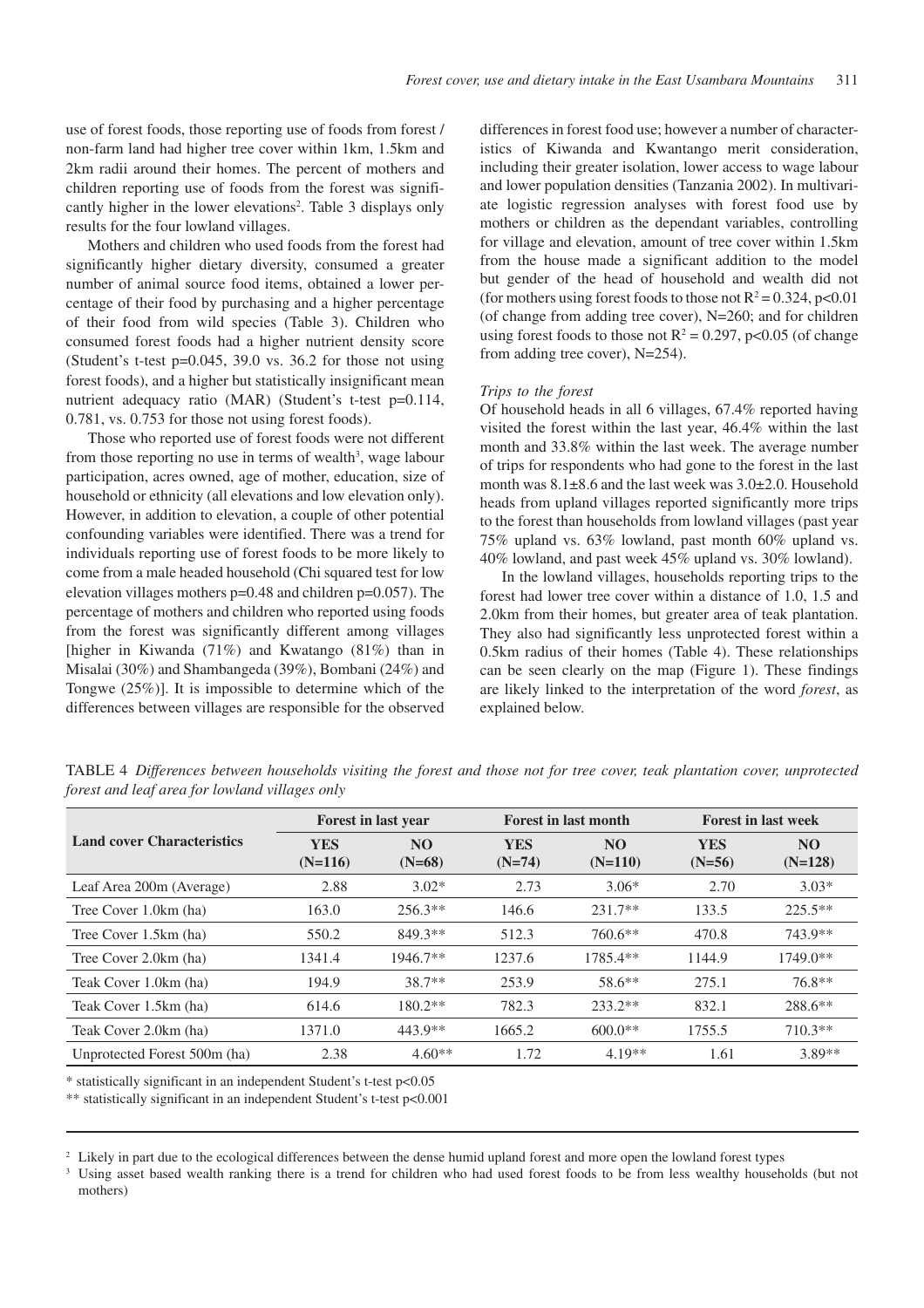use of forest foods, those reporting use of foods from forest / non-farm land had higher tree cover within 1km, 1.5km and 2km radii around their homes. The percent of mothers and children reporting use of foods from the forest was significantly higher in the lower elevations[2]. Table 3 displays only results for the four lowland villages.

Mothers and children who used foods from the forest had significantly higher dietary diversity, consumed a greater number of animal source food items, obtained a lower percentage of their food by purchasing and a higher percentage of their food from wild species (Table 3). Children who consumed forest foods had a higher nutrient density score (Student's t-test p=0.045, 39.0 vs. 36.2 for those not using forest foods), and a higher but statistically insignificant mean nutrient adequacy ratio (MAR) (Student's t-test p=0.114, 0.781, vs. 0.753 for those not using forest foods).

Those who reported use of forest foods were not different from those reporting no use in terms of wealth[3], wage labour participation, acres owned, age of mother, education, size of household or ethnicity (all elevations and low elevation only). However, in addition to elevation, a couple of other potential confounding variables were identified. There was a trend for individuals reporting use of forest foods to be more likely to come from a male headed household (Chi squared test for low elevation villages mothers p=0.48 and children p=0.057). The percentage of mothers and children who reported using foods from the forest was significantly different among villages [higher in Kiwanda (71%) and Kwatango (81%) than in Misalai (30%) and Shambangeda (39%), Bombani (24%) and Tongwe (25%)]. It is impossible to determine which of the differences between villages are responsible for the observed differences in forest food use; however a number of characteristics of Kiwanda and Kwantango merit consideration, including their greater isolation, lower access to wage labour and lower population densities (Tanzania 2002). In multivariate logistic regression analyses with forest food use by mothers or children as the dependant variables, controlling for village and elevation, amount of tree cover within 1.5km from the house made a significant addition to the model but gender of the head of household and wealth did not (for mothers using forest foods to those not $R^2 = 0.324$, $p<0.01$ (of change from adding tree cover), N=260; and for children using forest foods to those not $R^2 = 0.297$, $p<0.05$ (of change from adding tree cover), N=254).

*Trips to the forest*

Of household heads in all 6 villages, 67.4% reported having visited the forest within the last year, 46.4% within the last month and 33.8% within the last week. The average number of trips for respondents who had gone to the forest in the last month was 8.1±8.6 and the last week was 3.0±2.0. Household heads from upland villages reported significantly more trips to the forest than households from lowland villages (past year 75% upland vs. 63% lowland, past month 60% upland vs. 40% lowland, and past week 45% upland vs. 30% lowland).

In the lowland villages, households reporting trips to the forest had lower tree cover within a distance of 1.0, 1.5 and 2.0km from their homes, but greater area of teak plantation. They also had significantly less unprotected forest within a 0.5km radius of their homes (Table 4). These relationships can be seen clearly on the map (Figure 1). These findings are likely linked to the interpretation of the word *forest*, as explained below.

TABLE 4 *Differences between households visiting the forest and those not for tree cover, teak plantation cover, unprotected forest and leaf area for lowland villages only*

| Land cover Characteristics | Forest in last year | | Forest in last month | | Forest in last week | |
|---|---|---|---|---|---|---|
| | YES (N=116) | NO (N=68) | YES (N=74) | NO (N=110) | YES (N=56) | NO (N=128) |
| Leaf Area 200m (Average) | 2.88 | 3.02* | 2.73 | 3.06* | 2.70 | 3.03* |
| Tree Cover 1.0km (ha) | 163.0 | 256.3** | 146.6 | 231.7** | 133.5 | 225.5** |
| Tree Cover 1.5km (ha) | 550.2 | 849.3** | 512.3 | 760.6** | 470.8 | 743.9** |
| Tree Cover 2.0km (ha) | 1341.4 | 1946.7** | 1237.6 | 1785.4** | 1144.9 | 1749.0** |
| Teak Cover 1.0km (ha) | 194.9 | 38.7** | 253.9 | 58.6** | 275.1 | 76.8** |
| Teak Cover 1.5km (ha) | 614.6 | 180.2** | 782.3 | 233.2** | 832.1 | 288.6** |
| Teak Cover 2.0km (ha) | 1371.0 | 443.9** | 1665.2 | 600.0** | 1755.5 | 710.3** |
| Unprotected Forest 500m (ha) | 2.38 | 4.60** | 1.72 | 4.19** | 1.61 | 3.89** |

\* statistically significant in an independent Student's t-test p<0.05

\** statistically significant in an independent Student's t-test p<0.001

[2] Likely in part due to the ecological differences between the dense humid upland forest and more open the lowland forest types

[3] Using asset based wealth ranking there is a trend for children who had used forest foods to be from less wealthy households (but not mothers)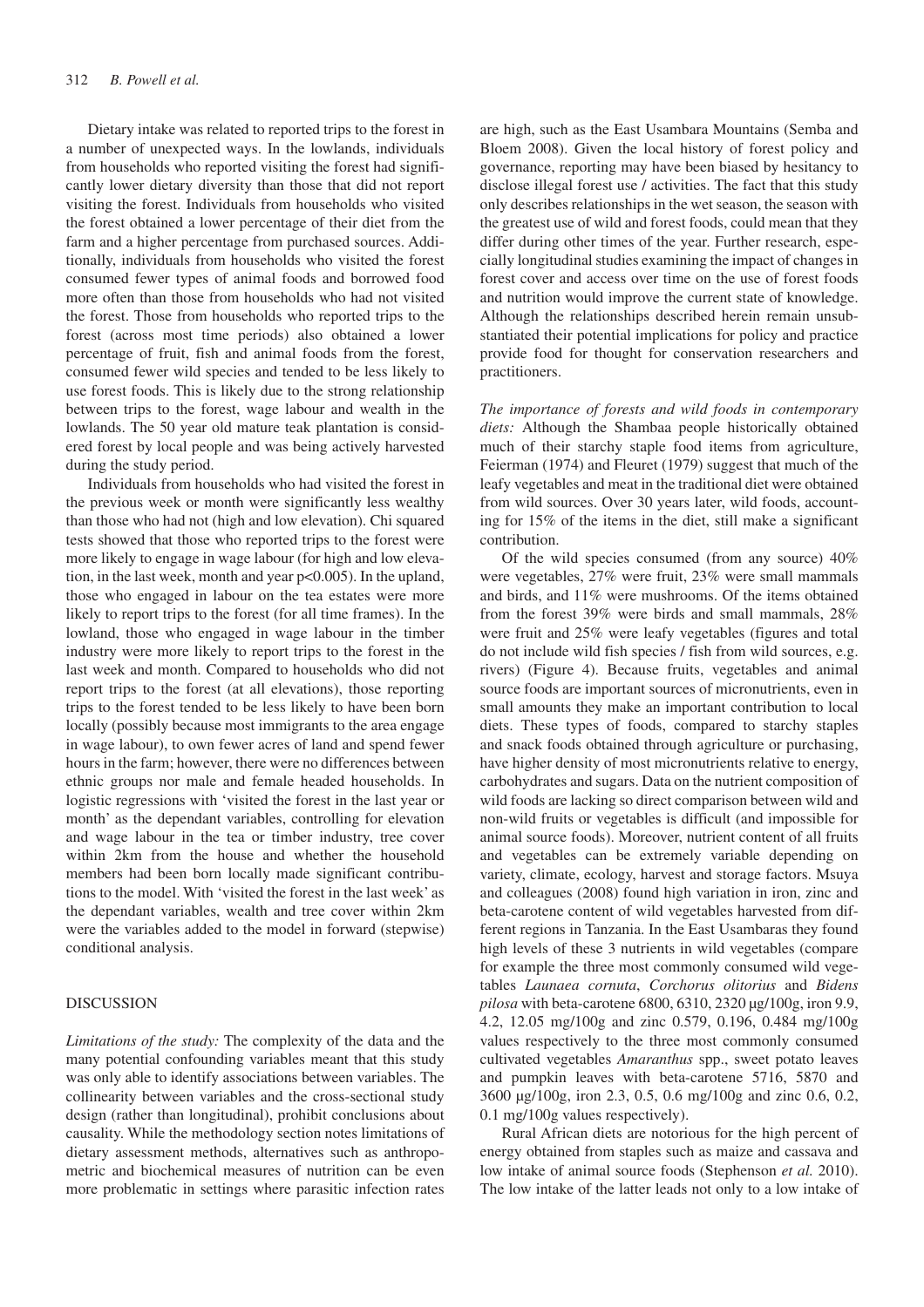Dietary intake was related to reported trips to the forest in a number of unexpected ways. In the lowlands, individuals from households who reported visiting the forest had significantly lower dietary diversity than those that did not report visiting the forest. Individuals from households who visited the forest obtained a lower percentage of their diet from the farm and a higher percentage from purchased sources. Additionally, individuals from households who visited the forest consumed fewer types of animal foods and borrowed food more often than those from households who had not visited the forest. Those from households who reported trips to the forest (across most time periods) also obtained a lower percentage of fruit, fish and animal foods from the forest, consumed fewer wild species and tended to be less likely to use forest foods. This is likely due to the strong relationship between trips to the forest, wage labour and wealth in the lowlands. The 50 year old mature teak plantation is considered forest by local people and was being actively harvested during the study period.

Individuals from households who had visited the forest in the previous week or month were significantly less wealthy than those who had not (high and low elevation). Chi squared tests showed that those who reported trips to the forest were more likely to engage in wage labour (for high and low elevation, in the last week, month and year $p<0.005$). In the upland, those who engaged in labour on the tea estates were more likely to report trips to the forest (for all time frames). In the lowland, those who engaged in wage labour in the timber industry were more likely to report trips to the forest in the last week and month. Compared to households who did not report trips to the forest (at all elevations), those reporting trips to the forest tended to be less likely to have been born locally (possibly because most immigrants to the area engage in wage labour), to own fewer acres of land and spend fewer hours in the farm; however, there were no differences between ethnic groups nor male and female headed households. In logistic regressions with 'visited the forest in the last year or month' as the dependant variables, controlling for elevation and wage labour in the tea or timber industry, tree cover within 2km from the house and whether the household members had been born locally made significant contributions to the model. With 'visited the forest in the last week' as the dependant variables, wealth and tree cover within 2km were the variables added to the model in forward (stepwise) conditional analysis.

## DISCUSSION

*Limitations of the study:* The complexity of the data and the many potential confounding variables meant that this study was only able to identify associations between variables. The collinearity between variables and the cross-sectional study design (rather than longitudinal), prohibit conclusions about causality. While the methodology section notes limitations of dietary assessment methods, alternatives such as anthropometric and biochemical measures of nutrition can be even more problematic in settings where parasitic infection rates are high, such as the East Usambara Mountains (Semba and Bloem 2008). Given the local history of forest policy and governance, reporting may have been biased by hesitancy to disclose illegal forest use / activities. The fact that this study only describes relationships in the wet season, the season with the greatest use of wild and forest foods, could mean that they differ during other times of the year. Further research, especially longitudinal studies examining the impact of changes in forest cover and access over time on the use of forest foods and nutrition would improve the current state of knowledge. Although the relationships described herein remain unsubstantiated their potential implications for policy and practice provide food for thought for conservation researchers and practitioners.

*The importance of forests and wild foods in contemporary diets:* Although the Shambaa people historically obtained much of their starchy staple food items from agriculture, Feierman (1974) and Fleuret (1979) suggest that much of the leafy vegetables and meat in the traditional diet were obtained from wild sources. Over 30 years later, wild foods, accounting for 15% of the items in the diet, still make a significant contribution.

Of the wild species consumed (from any source) 40% were vegetables, 27% were fruit, 23% were small mammals and birds, and 11% were mushrooms. Of the items obtained from the forest 39% were birds and small mammals, 28% were fruit and 25% were leafy vegetables (figures and total do not include wild fish species / fish from wild sources, e.g. rivers) (Figure 4). Because fruits, vegetables and animal source foods are important sources of micronutrients, even in small amounts they make an important contribution to local diets. These types of foods, compared to starchy staples and snack foods obtained through agriculture or purchasing, have higher density of most micronutrients relative to energy, carbohydrates and sugars. Data on the nutrient composition of wild foods are lacking so direct comparison between wild and non-wild fruits or vegetables is difficult (and impossible for animal source foods). Moreover, nutrient content of all fruits and vegetables can be extremely variable depending on variety, climate, ecology, harvest and storage factors. Msuya and colleagues (2008) found high variation in iron, zinc and beta-carotene content of wild vegetables harvested from different regions in Tanzania. In the East Usambaras they found high levels of these 3 nutrients in wild vegetables (compare for example the three most commonly consumed wild vegetables *Launaea cornuta*, *Corchorus olitorius* and *Bidens pilosa* with beta-carotene 6800, 6310, 2320 μg/100g, iron 9.9, 4.2, 12.05 mg/100g and zinc 0.579, 0.196, 0.484 mg/100g values respectively to the three most commonly consumed cultivated vegetables *Amaranthus* spp., sweet potato leaves and pumpkin leaves with beta-carotene 5716, 5870 and 3600 μg/100g, iron 2.3, 0.5, 0.6 mg/100g and zinc 0.6, 0.2, 0.1 mg/100g values respectively).

Rural African diets are notorious for the high percent of energy obtained from staples such as maize and cassava and low intake of animal source foods (Stephenson *et al.* 2010). The low intake of the latter leads not only to a low intake of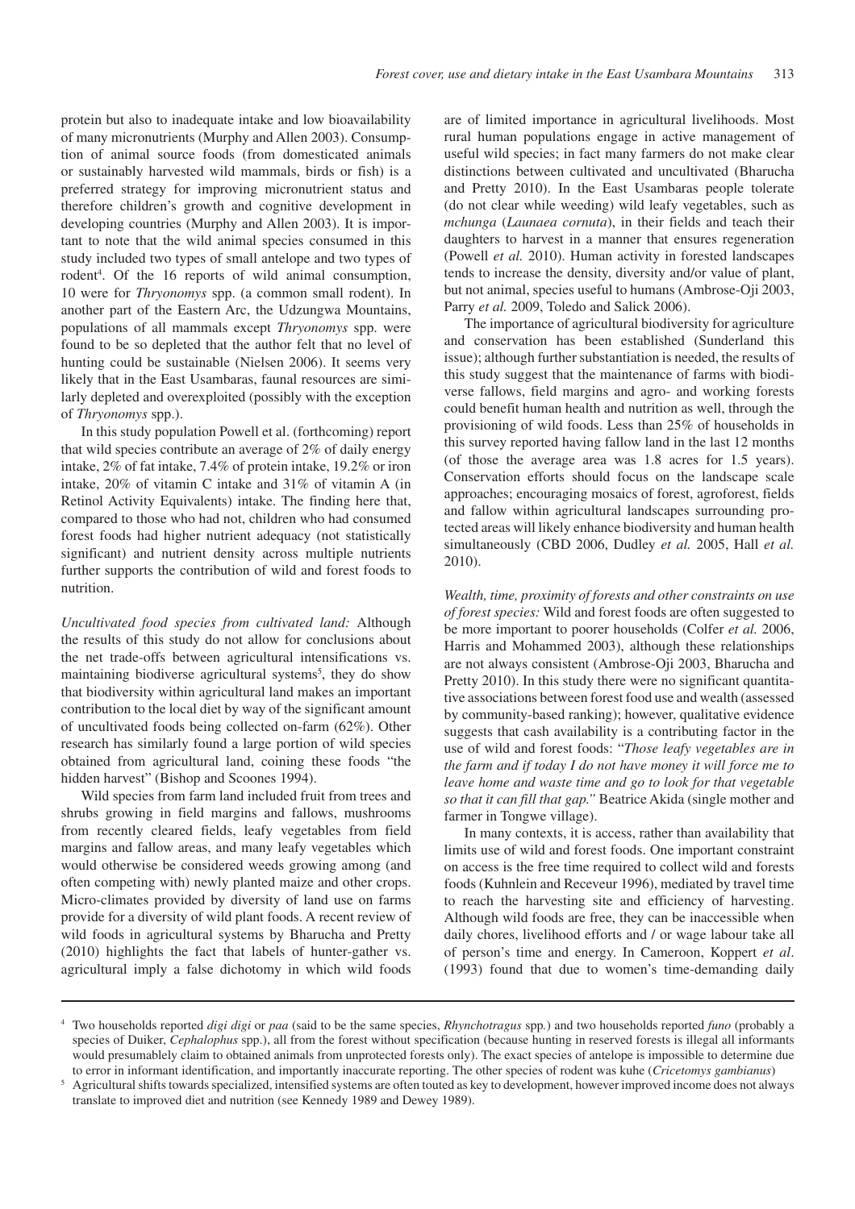protein but also to inadequate intake and low bioavailability of many micronutrients (Murphy and Allen 2003). Consumption of animal source foods (from domesticated animals or sustainably harvested wild mammals, birds or fish) is a preferred strategy for improving micronutrient status and therefore children's growth and cognitive development in developing countries (Murphy and Allen 2003). It is important to note that the wild animal species consumed in this study included two types of small antelope and two types of rodent[4]. Of the 16 reports of wild animal consumption, 10 were for *Thryonomys* spp. (a common small rodent). In another part of the Eastern Arc, the Udzungwa Mountains, populations of all mammals except *Thryonomys* spp. were found to be so depleted that the author felt that no level of hunting could be sustainable (Nielsen 2006). It seems very likely that in the East Usambaras, faunal resources are similarly depleted and overexploited (possibly with the exception of *Thryonomys* spp.).

In this study population Powell et al. (forthcoming) report that wild species contribute an average of 2% of daily energy intake, 2% of fat intake, 7.4% of protein intake, 19.2% or iron intake, 20% of vitamin C intake and 31% of vitamin A (in Retinol Activity Equivalents) intake. The finding here that, compared to those who had not, children who had consumed forest foods had higher nutrient adequacy (not statistically significant) and nutrient density across multiple nutrients further supports the contribution of wild and forest foods to nutrition.

*Uncultivated food species from cultivated land:* Although the results of this study do not allow for conclusions about the net trade-offs between agricultural intensifications vs. maintaining biodiverse agricultural systems[5], they do show that biodiversity within agricultural land makes an important contribution to the local diet by way of the significant amount of uncultivated foods being collected on-farm (62%). Other research has similarly found a large portion of wild species obtained from agricultural land, coining these foods "the hidden harvest" (Bishop and Scoones 1994).

Wild species from farm land included fruit from trees and shrubs growing in field margins and fallows, mushrooms from recently cleared fields, leafy vegetables from field margins and fallow areas, and many leafy vegetables which would otherwise be considered weeds growing among (and often competing with) newly planted maize and other crops. Micro-climates provided by diversity of land use on farms provide for a diversity of wild plant foods. A recent review of wild foods in agricultural systems by Bharucha and Pretty (2010) highlights the fact that labels of hunter-gather vs. agricultural imply a false dichotomy in which wild foods are of limited importance in agricultural livelihoods. Most rural human populations engage in active management of useful wild species; in fact many farmers do not make clear distinctions between cultivated and uncultivated (Bharucha and Pretty 2010). In the East Usambaras people tolerate (do not clear while weeding) wild leafy vegetables, such as *mchunga* (*Launaea cornuta*), in their fields and teach their daughters to harvest in a manner that ensures regeneration (Powell *et al.* 2010). Human activity in forested landscapes tends to increase the density, diversity and/or value of plant, but not animal, species useful to humans (Ambrose-Oji 2003, Parry *et al.* 2009, Toledo and Salick 2006).

The importance of agricultural biodiversity for agriculture and conservation has been established (Sunderland this issue); although further substantiation is needed, the results of this study suggest that the maintenance of farms with biodiverse fallows, field margins and agro- and working forests could benefit human health and nutrition as well, through the provisioning of wild foods. Less than 25% of households in this survey reported having fallow land in the last 12 months (of those the average area was 1.8 acres for 1.5 years). Conservation efforts should focus on the landscape scale approaches; encouraging mosaics of forest, agroforest, fields and fallow within agricultural landscapes surrounding protected areas will likely enhance biodiversity and human health simultaneously (CBD 2006, Dudley *et al.* 2005, Hall *et al.* 2010).

*Wealth, time, proximity of forests and other constraints on use of forest species:* Wild and forest foods are often suggested to be more important to poorer households (Colfer *et al.* 2006, Harris and Mohammed 2003), although these relationships are not always consistent (Ambrose-Oji 2003, Bharucha and Pretty 2010). In this study there were no significant quantitative associations between forest food use and wealth (assessed by community-based ranking); however, qualitative evidence suggests that cash availability is a contributing factor in the use of wild and forest foods: "*Those leafy vegetables are in the farm and if today I do not have money it will force me to leave home and waste time and go to look for that vegetable so that it can fill that gap.*" Beatrice Akida (single mother and farmer in Tongwe village).

In many contexts, it is access, rather than availability that limits use of wild and forest foods. One important constraint on access is the free time required to collect wild and forests foods (Kuhnlein and Receveur 1996), mediated by travel time to reach the harvesting site and efficiency of harvesting. Although wild foods are free, they can be inaccessible when daily chores, livelihood efforts and / or wage labour take all of person's time and energy. In Cameroon, Koppert *et al*. (1993) found that due to women's time-demanding daily

---

[4] Two households reported *digi digi* or *paa* (said to be the same species, *Rhynchotragus* spp*.*) and two households reported *funo* (probably a species of Duiker, *Cephalophus* spp.), all from the forest without specification (because hunting in reserved forests is illegal all informants would presumablely claim to obtained animals from unprotected forests only). The exact species of antelope is impossible to determine due to error in informant identification, and importantly inaccurate reporting. The other species of rodent was kuhe (*Cricetomys gambianus*)

[5] Agricultural shifts towards specialized, intensified systems are often touted as key to development, however improved income does not always translate to improved diet and nutrition (see Kennedy 1989 and Dewey 1989).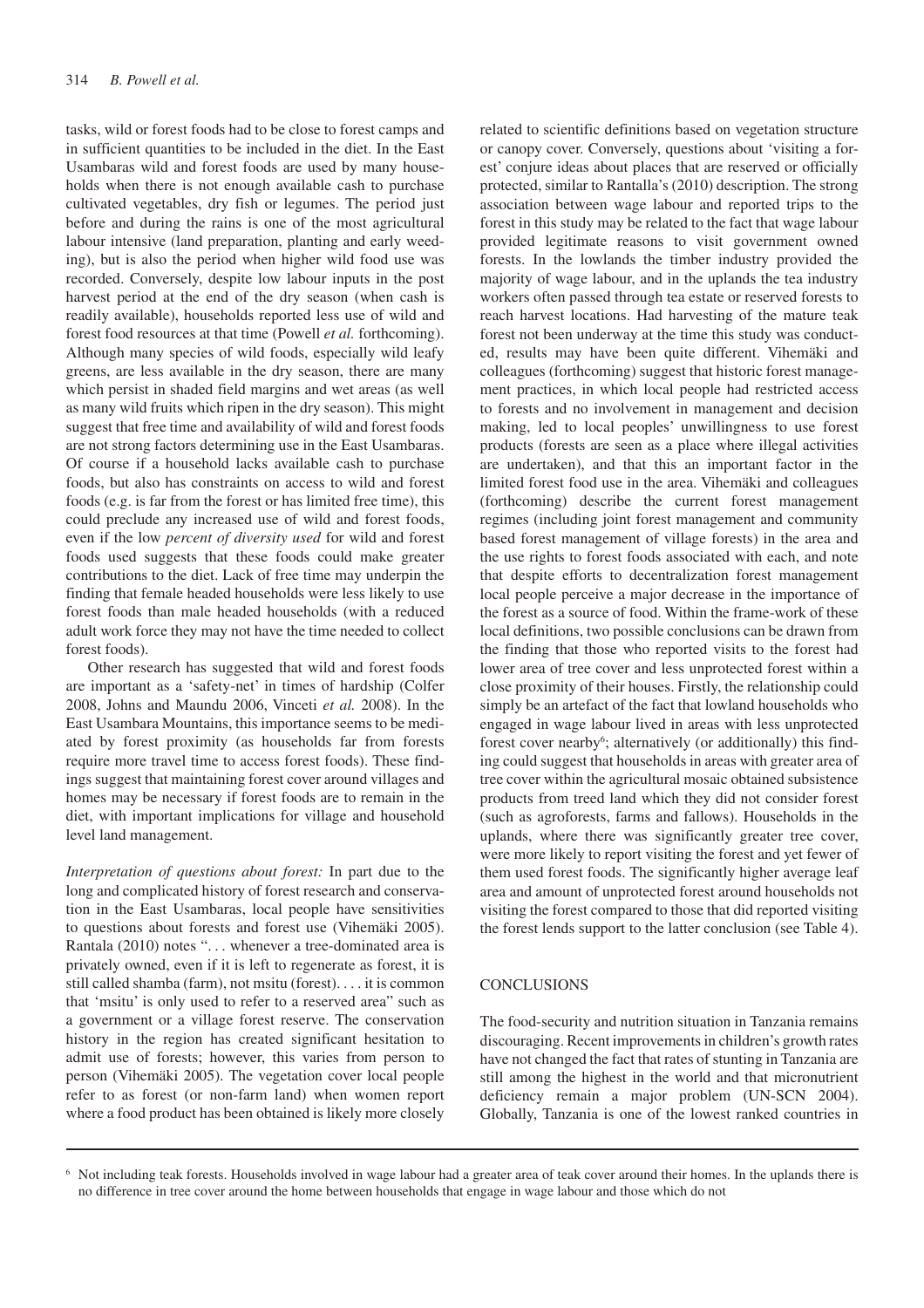tasks, wild or forest foods had to be close to forest camps and in sufficient quantities to be included in the diet. In the East Usambaras wild and forest foods are used by many households when there is not enough available cash to purchase cultivated vegetables, dry fish or legumes. The period just before and during the rains is one of the most agricultural labour intensive (land preparation, planting and early weeding), but is also the period when higher wild food use was recorded. Conversely, despite low labour inputs in the post harvest period at the end of the dry season (when cash is readily available), households reported less use of wild and forest food resources at that time (Powell *et al.* forthcoming). Although many species of wild foods, especially wild leafy greens, are less available in the dry season, there are many which persist in shaded field margins and wet areas (as well as many wild fruits which ripen in the dry season). This might suggest that free time and availability of wild and forest foods are not strong factors determining use in the East Usambaras. Of course if a household lacks available cash to purchase foods, but also has constraints on access to wild and forest foods (e.g. is far from the forest or has limited free time), this could preclude any increased use of wild and forest foods, even if the low *percent of diversity used* for wild and forest foods used suggests that these foods could make greater contributions to the diet. Lack of free time may underpin the finding that female headed households were less likely to use forest foods than male headed households (with a reduced adult work force they may not have the time needed to collect forest foods).

Other research has suggested that wild and forest foods are important as a 'safety-net' in times of hardship (Colfer 2008, Johns and Maundu 2006, Vinceti *et al.* 2008). In the East Usambara Mountains, this importance seems to be mediated by forest proximity (as households far from forests require more travel time to access forest foods). These findings suggest that maintaining forest cover around villages and homes may be necessary if forest foods are to remain in the diet, with important implications for village and household level land management.

*Interpretation of questions about forest:* In part due to the long and complicated history of forest research and conservation in the East Usambaras, local people have sensitivities to questions about forests and forest use (Vihemäki 2005). Rantala (2010) notes ". . . whenever a tree-dominated area is privately owned, even if it is left to regenerate as forest, it is still called shamba (farm), not msitu (forest). . . . it is common that 'msitu' is only used to refer to a reserved area" such as a government or a village forest reserve. The conservation history in the region has created significant hesitation to admit use of forests; however, this varies from person to person (Vihemäki 2005). The vegetation cover local people refer to as forest (or non-farm land) when women report where a food product has been obtained is likely more closely related to scientific definitions based on vegetation structure or canopy cover. Conversely, questions about 'visiting a forest' conjure ideas about places that are reserved or officially protected, similar to Rantalla's (2010) description. The strong association between wage labour and reported trips to the forest in this study may be related to the fact that wage labour provided legitimate reasons to visit government owned forests. In the lowlands the timber industry provided the majority of wage labour, and in the uplands the tea industry workers often passed through tea estate or reserved forests to reach harvest locations. Had harvesting of the mature teak forest not been underway at the time this study was conducted, results may have been quite different. Vihemäki and colleagues (forthcoming) suggest that historic forest management practices, in which local people had restricted access to forests and no involvement in management and decision making, led to local peoples' unwillingness to use forest products (forests are seen as a place where illegal activities are undertaken), and that this an important factor in the limited forest food use in the area. Vihemäki and colleagues (forthcoming) describe the current forest management regimes (including joint forest management and community based forest management of village forests) in the area and the use rights to forest foods associated with each, and note that despite efforts to decentralization forest management local people perceive a major decrease in the importance of the forest as a source of food. Within the frame-work of these local definitions, two possible conclusions can be drawn from the finding that those who reported visits to the forest had lower area of tree cover and less unprotected forest within a close proximity of their houses. Firstly, the relationship could simply be an artefact of the fact that lowland households who engaged in wage labour lived in areas with less unprotected forest cover nearby[6]; alternatively (or additionally) this finding could suggest that households in areas with greater area of tree cover within the agricultural mosaic obtained subsistence products from treed land which they did not consider forest (such as agroforests, farms and fallows). Households in the uplands, where there was significantly greater tree cover, were more likely to report visiting the forest and yet fewer of them used forest foods. The significantly higher average leaf area and amount of unprotected forest around households not visiting the forest compared to those that did reported visiting the forest lends support to the latter conclusion (see Table 4).

## CONCLUSIONS

The food-security and nutrition situation in Tanzania remains discouraging. Recent improvements in children's growth rates have not changed the fact that rates of stunting in Tanzania are still among the highest in the world and that micronutrient deficiency remain a major problem (UN-SCN 2004). Globally, Tanzania is one of the lowest ranked countries in

[6] Not including teak forests. Households involved in wage labour had a greater area of teak cover around their homes. In the uplands there is no difference in tree cover around the home between households that engage in wage labour and those which do not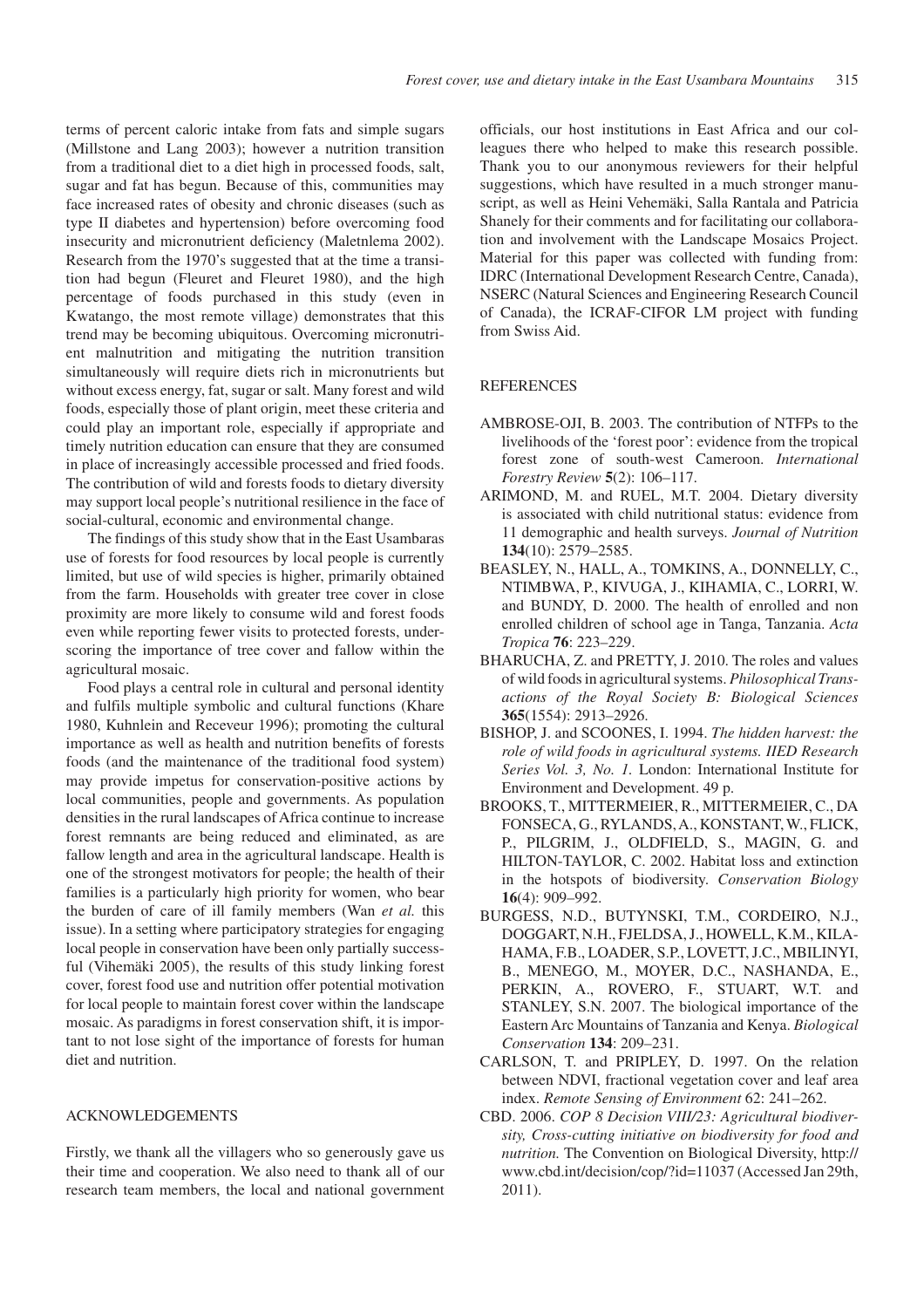terms of percent caloric intake from fats and simple sugars (Millstone and Lang 2003); however a nutrition transition from a traditional diet to a diet high in processed foods, salt, sugar and fat has begun. Because of this, communities may face increased rates of obesity and chronic diseases (such as type II diabetes and hypertension) before overcoming food insecurity and micronutrient deficiency (Maletnlema 2002). Research from the 1970's suggested that at the time a transition had begun (Fleuret and Fleuret 1980), and the high percentage of foods purchased in this study (even in Kwatango, the most remote village) demonstrates that this trend may be becoming ubiquitous. Overcoming micronutrient malnutrition and mitigating the nutrition transition simultaneously will require diets rich in micronutrients but without excess energy, fat, sugar or salt. Many forest and wild foods, especially those of plant origin, meet these criteria and could play an important role, especially if appropriate and timely nutrition education can ensure that they are consumed in place of increasingly accessible processed and fried foods. The contribution of wild and forests foods to dietary diversity may support local people's nutritional resilience in the face of social-cultural, economic and environmental change.

The findings of this study show that in the East Usambaras use of forests for food resources by local people is currently limited, but use of wild species is higher, primarily obtained from the farm. Households with greater tree cover in close proximity are more likely to consume wild and forest foods even while reporting fewer visits to protected forests, underscoring the importance of tree cover and fallow within the agricultural mosaic.

Food plays a central role in cultural and personal identity and fulfils multiple symbolic and cultural functions (Khare 1980, Kuhnlein and Receveur 1996); promoting the cultural importance as well as health and nutrition benefits of forests foods (and the maintenance of the traditional food system) may provide impetus for conservation-positive actions by local communities, people and governments. As population densities in the rural landscapes of Africa continue to increase forest remnants are being reduced and eliminated, as are fallow length and area in the agricultural landscape. Health is one of the strongest motivators for people; the health of their families is a particularly high priority for women, who bear the burden of care of ill family members (Wan *et al.* this issue). In a setting where participatory strategies for engaging local people in conservation have been only partially successful (Vihemäki 2005), the results of this study linking forest cover, forest food use and nutrition offer potential motivation for local people to maintain forest cover within the landscape mosaic. As paradigms in forest conservation shift, it is important to not lose sight of the importance of forests for human diet and nutrition.

## ACKNOWLEDGEMENTS

Firstly, we thank all the villagers who so generously gave us their time and cooperation. We also need to thank all of our research team members, the local and national government officials, our host institutions in East Africa and our colleagues there who helped to make this research possible. Thank you to our anonymous reviewers for their helpful suggestions, which have resulted in a much stronger manuscript, as well as Heini Vehemäki, Salla Rantala and Patricia Shanely for their comments and for facilitating our collaboration and involvement with the Landscape Mosaics Project. Material for this paper was collected with funding from: IDRC (International Development Research Centre, Canada), NSERC (Natural Sciences and Engineering Research Council of Canada), the ICRAF-CIFOR LM project with funding from Swiss Aid.

## REFERENCES

AMBROSE-OJI, B. 2003. The contribution of NTFPs to the livelihoods of the 'forest poor': evidence from the tropical forest zone of south-west Cameroon. *International Forestry Review* **5**(2): 106–117.

ARIMOND, M. and RUEL, M.T. 2004. Dietary diversity is associated with child nutritional status: evidence from 11 demographic and health surveys. *Journal of Nutrition* **134**(10): 2579–2585.

BEASLEY, N., HALL, A., TOMKINS, A., DONNELLY, C., NTIMBWA, P., KIVUGA, J., KIHAMIA, C., LORRI, W. and BUNDY, D. 2000. The health of enrolled and non enrolled children of school age in Tanga, Tanzania. *Acta Tropica* **76**: 223–229.

BHARUCHA, Z. and PRETTY, J. 2010. The roles and values of wild foods in agricultural systems. *Philosophical Transactions of the Royal Society B: Biological Sciences* **365**(1554): 2913–2926.

BISHOP, J. and SCOONES, I. 1994. *The hidden harvest: the role of wild foods in agricultural systems. IIED Research Series Vol. 3, No. 1.* London: International Institute for Environment and Development. 49 p.

BROOKS, T., MITTERMEIER, R., MITTERMEIER, C., DA FONSECA, G., RYLANDS, A., KONSTANT, W., FLICK, P., PILGRIM, J., OLDFIELD, S., MAGIN, G. and HILTON-TAYLOR, C. 2002. Habitat loss and extinction in the hotspots of biodiversity. *Conservation Biology* **16**(4): 909–992.

BURGESS, N.D., BUTYNSKI, T.M., CORDEIRO, N.J., DOGGART, N.H., FJELDSA, J., HOWELL, K.M., KILAHAMA, F.B., LOADER, S.P., LOVETT, J.C., MBILINYI, B., MENEGO, M., MOYER, D.C., NASHANDA, E., PERKIN, A., ROVERO, F., STUART, W.T. and STANLEY, S.N. 2007. The biological importance of the Eastern Arc Mountains of Tanzania and Kenya. *Biological Conservation* **134**: 209–231.

CARLSON, T. and PRIPLEY, D. 1997. On the relation between NDVI, fractional vegetation cover and leaf area index. *Remote Sensing of Environment* 62: 241–262.

CBD. 2006. *COP 8 Decision VIII/23: Agricultural biodiversity, Cross-cutting initiative on biodiversity for food and nutrition.* The Convention on Biological Diversity, http://www.cbd.int/decision/cop/?id=11037 (Accessed Jan 29th, 2011).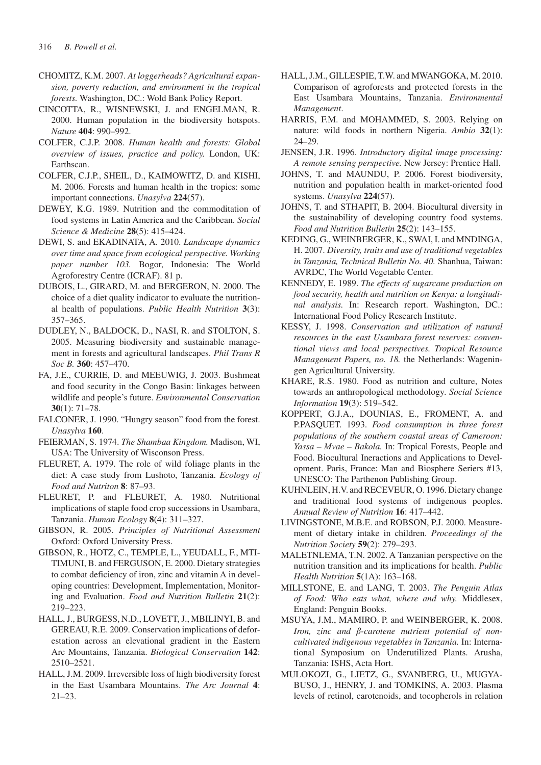CHOMITZ, K.M. 2007. *At loggerheads? Agricultural expansion, poverty reduction, and environment in the tropical forests.* Washington, DC.: Wold Bank Policy Report.

CINCOTTA, R., WISNEWSKI, J. and ENGELMAN, R. 2000. Human population in the biodiversity hotspots. *Nature* **404**: 990–992.

COLFER, C.J.P. 2008. *Human health and forests: Global overview of issues, practice and policy.* London, UK: Earthscan.

COLFER, C.J.P., SHEIL, D., KAIMOWITZ, D. and KISHI, M. 2006. Forests and human health in the tropics: some important connections. *Unasylva* **224**(57).

DEWEY, K.G. 1989. Nutrition and the commoditation of food systems in Latin America and the Caribbean. *Social Science & Medicine* **28**(5): 415–424.

DEWI, S. and EKADINATA, A. 2010. *Landscape dynamics over time and space from ecological perspective. Working paper number 103.* Bogor, Indonesia: The World Agroforestry Centre (ICRAF). 81 p.

DUBOIS, L., GIRARD, M. and BERGERON, N. 2000. The choice of a diet quality indicator to evaluate the nutritional health of populations. *Public Health Nutrition* **3**(3): 357–365.

DUDLEY, N., BALDOCK, D., NASI, R. and STOLTON, S. 2005. Measuring biodiversity and sustainable management in forests and agricultural landscapes. *Phil Trans R Soc B.* **360**: 457–470.

FA, J.E., CURRIE, D. and MEEUWIG, J. 2003. Bushmeat and food security in the Congo Basin: linkages between wildlife and people's future. *Environmental Conservation* **30**(1): 71–78.

FALCONER, J. 1990. "Hungry season" food from the forest. *Unasylva* **160**.

FEIERMAN, S. 1974. *The Shambaa Kingdom.* Madison, WI, USA: The University of Wisconson Press.

FLEURET, A. 1979. The role of wild foliage plants in the diet: A case study from Lushoto, Tanzania. *Ecology of Food and Nutriton* **8**: 87–93.

FLEURET, P. and FLEURET, A. 1980. Nutritional implications of staple food crop successions in Usambara, Tanzania. *Human Ecology* **8**(4): 311–327.

GIBSON, R. 2005. *Principles of Nutritional Assessment* Oxford: Oxford University Press.

GIBSON, R., HOTZ, C., TEMPLE, L., YEUDALL, F., MTITIMUNI, B. and FERGUSON, E. 2000. Dietary strategies to combat deficiency of iron, zinc and vitamin A in developing countries: Development, Implementation, Monitoring and Evaluation. *Food and Nutrition Bulletin* **21**(2): 219–223.

HALL, J., BURGESS, N.D., LOVETT, J., MBILINYI, B. and GEREAU, R.E. 2009. Conservation implications of deforestation across an elevational gradient in the Eastern Arc Mountains, Tanzania. *Biological Conservation* **142**: 2510–2521.

HALL, J.M. 2009. Irreversible loss of high biodiversity forest in the East Usambara Mountains. *The Arc Journal* **4**: 21–23.

HALL, J.M., GILLESPIE, T.W. and MWANGOKA, M. 2010. Comparison of agroforests and protected forests in the East Usambara Mountains, Tanzania. *Environmental Management*.

HARRIS, F.M. and MOHAMMED, S. 2003. Relying on nature: wild foods in northern Nigeria. *Ambio* **32**(1): 24–29.

JENSEN, J.R. 1996. *Introductory digital image processing: A remote sensing perspective.* New Jersey: Prentice Hall.

JOHNS, T. and MAUNDU, P. 2006. Forest biodiversity, nutrition and population health in market-oriented food systems. *Unasylva* **224**(57).

JOHNS, T. and STHAPIT, B. 2004. Biocultural diversity in the sustainability of developing country food systems. *Food and Nutrition Bulletin* **25**(2): 143–155.

KEDING, G., WEINBERGER, K., SWAI, I. and MNDINGA, H. 2007. *Diversity, traits and use of traditional vegetables in Tanzania, Technical Bulletin No. 40.* Shanhua, Taiwan: AVRDC, The World Vegetable Center.

KENNEDY, E. 1989. *The effects of sugarcane production on food security, health and nutrition on Kenya: a longitudinal analysis.* In: Research report. Washington, DC.: International Food Policy Research Institute.

KESSY, J. 1998. *Conservation and utilization of natural resources in the east Usambara forest reserves: conventional views and local perspectives. Tropical Resource Management Papers, no. 18.* the Netherlands: Wageningen Agricultural University.

KHARE, R.S. 1980. Food as nutrition and culture, Notes towards an anthropological methodology. *Social Science Information* **19**(3): 519–542.

KOPPERT, G.J.A., DOUNIAS, E., FROMENT, A. and P.PASQUET. 1993. *Food consumption in three forest populations of the southern coastal areas of Cameroon: Yassa – Mvae – Bakola.* In: Tropical Forests, People and Food. Biocultural Ineractions and Applications to Development. Paris, France: Man and Biosphere Seriers #13, UNESCO: The Parthenon Publishing Group.

KUHNLEIN, H.V. and RECEVEUR, O. 1996. Dietary change and traditional food systems of indigenous peoples. *Annual Review of Nutrition* **16**: 417–442.

LIVINGSTONE, M.B.E. and ROBSON, P.J. 2000. Measurement of dietary intake in children. *Proceedings of the Nutrition Society* **59**(2): 279–293.

MALETNLEMA, T.N. 2002. A Tanzanian perspective on the nutrition transition and its implications for health. *Public Health Nutrition* **5**(1A): 163–168.

MILLSTONE, E. and LANG, T. 2003. *The Penguin Atlas of Food: Who eats what, where and why.* Middlesex, England: Penguin Books.

MSUYA, J.M., MAMIRO, P. and WEINBERGER, K. 2008. *Iron, zinc and β-carotene nutrient potential of non-cultivated indigenous vegetables in Tanzania.* In: International Symposium on Underutilized Plants. Arusha, Tanzania: ISHS, Acta Hort.

MULOKOZI, G., LIETZ, G., SVANBERG, U., MUGYABUSO, J., HENRY, J. and TOMKINS, A. 2003. Plasma levels of retinol, carotenoids, and tocopherols in relation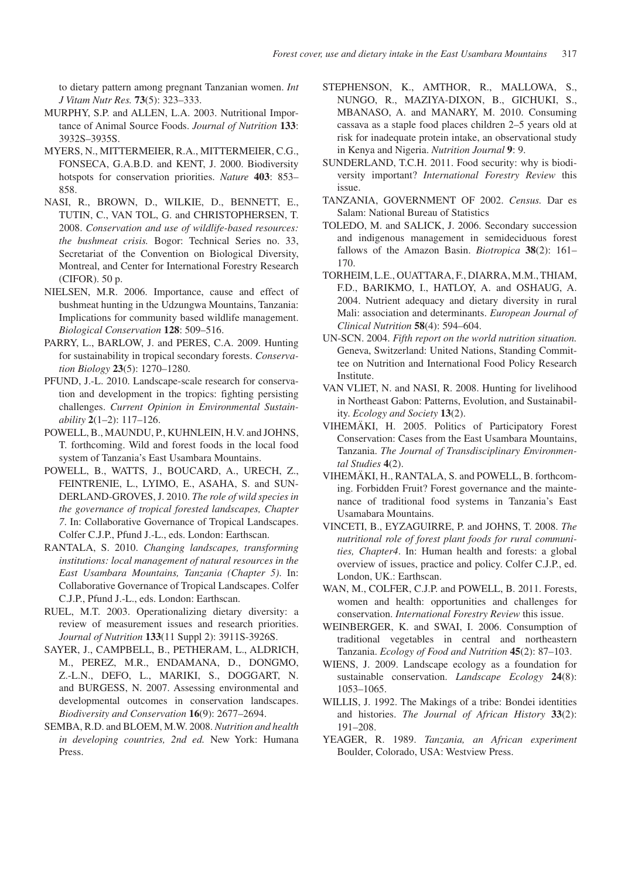to dietary pattern among pregnant Tanzanian women. *Int J Vitam Nutr Res.* **73**(5): 323–333.

MURPHY, S.P. and ALLEN, L.A. 2003. Nutritional Importance of Animal Source Foods. *Journal of Nutrition* **133**: 3932S–3935S.

MYERS, N., MITTERMEIER, R.A., MITTERMEIER, C.G., FONSECA, G.A.B.D. and KENT, J. 2000. Biodiversity hotspots for conservation priorities. *Nature* **403**: 853–858.

NASI, R., BROWN, D., WILKIE, D., BENNETT, E., TUTIN, C., VAN TOL, G. and CHRISTOPHERSEN, T. 2008. *Conservation and use of wildlife-based resources: the bushmeat crisis.* Bogor: Technical Series no. 33, Secretariat of the Convention on Biological Diversity, Montreal, and Center for International Forestry Research (CIFOR). 50 p.

NIELSEN, M.R. 2006. Importance, cause and effect of bushmeat hunting in the Udzungwa Mountains, Tanzania: Implications for community based wildlife management. *Biological Conservation* **128**: 509–516.

PARRY, L., BARLOW, J. and PERES, C.A. 2009. Hunting for sustainability in tropical secondary forests. *Conservation Biology* **23**(5): 1270–1280.

PFUND, J.-L. 2010. Landscape-scale research for conservation and development in the tropics: fighting persisting challenges. *Current Opinion in Environmental Sustainability* **2**(1–2): 117–126.

POWELL, B., MAUNDU, P., KUHNLEIN, H.V. and JOHNS, T. forthcoming. Wild and forest foods in the local food system of Tanzania's East Usambara Mountains.

POWELL, B., WATTS, J., BOUCARD, A., URECH, Z., FEINTRENIE, L., LYIMO, E., ASAHA, S. and SUNDERLAND-GROVES, J. 2010. *The role of wild species in the governance of tropical forested landscapes, Chapter 7*. In: Collaborative Governance of Tropical Landscapes. Colfer C.J.P., Pfund J.-L., eds. London: Earthscan.

RANTALA, S. 2010. *Changing landscapes, transforming institutions: local management of natural resources in the East Usambara Mountains, Tanzania (Chapter 5)*. In: Collaborative Governance of Tropical Landscapes. Colfer C.J.P., Pfund J.-L., eds. London: Earthscan.

RUEL, M.T. 2003. Operationalizing dietary diversity: a review of measurement issues and research priorities. *Journal of Nutrition* **133**(11 Suppl 2): 3911S-3926S.

SAYER, J., CAMPBELL, B., PETHERAM, L., ALDRICH, M., PEREZ, M.R., ENDAMANA, D., DONGMO, Z.-L.N., DEFO, L., MARIKI, S., DOGGART, N. and BURGESS, N. 2007. Assessing environmental and developmental outcomes in conservation landscapes. *Biodiversity and Conservation* **16**(9): 2677–2694.

SEMBA, R.D. and BLOEM, M.W. 2008. *Nutrition and health in developing countries, 2nd ed.* New York: Humana Press.

STEPHENSON, K., AMTHOR, R., MALLOWA, S., NUNGO, R., MAZIYA-DIXON, B., GICHUKI, S., MBANASO, A. and MANARY, M. 2010. Consuming cassava as a staple food places children 2–5 years old at risk for inadequate protein intake, an observational study in Kenya and Nigeria. *Nutrition Journal* **9**: 9.

SUNDERLAND, T.C.H. 2011. Food security: why is biodiversity important? *International Forestry Review* this issue.

TANZANIA, GOVERNMENT OF 2002. *Census.* Dar es Salam: National Bureau of Statistics

TOLEDO, M. and SALICK, J. 2006. Secondary succession and indigenous management in semideciduous forest fallows of the Amazon Basin. *Biotropica* **38**(2): 161–170.

TORHEIM, L.E., OUATTARA, F., DIARRA, M.M., THIAM, F.D., BARIKMO, I., HATLOY, A. and OSHAUG, A. 2004. Nutrient adequacy and dietary diversity in rural Mali: association and determinants. *European Journal of Clinical Nutrition* **58**(4): 594–604.

UN-SCN. 2004. *Fifth report on the world nutrition situation.* Geneva, Switzerland: United Nations, Standing Committee on Nutrition and International Food Policy Research Institute.

VAN VLIET, N. and NASI, R. 2008. Hunting for livelihood in Northeast Gabon: Patterns, Evolution, and Sustainability. *Ecology and Society* **13**(2).

VIHEMÄKI, H. 2005. Politics of Participatory Forest Conservation: Cases from the East Usambara Mountains, Tanzania. *The Journal of Transdisciplinary Environmental Studies* **4**(2).

VIHEMÄKI, H., RANTALA, S. and POWELL, B. forthcoming. Forbidden Fruit? Forest governance and the maintenance of traditional food systems in Tanzania's East Usambara Mountains.

VINCETI, B., EYZAGUIRRE, P. and JOHNS, T. 2008. *The nutritional role of forest plant foods for rural communities, Chapter4*. In: Human health and forests: a global overview of issues, practice and policy. Colfer C.J.P., ed. London, UK.: Earthscan.

WAN, M., COLFER, C.J.P. and POWELL, B. 2011. Forests, women and health: opportunities and challenges for conservation. *International Forestry Review* this issue.

WEINBERGER, K. and SWAI, I. 2006. Consumption of traditional vegetables in central and northeastern Tanzania. *Ecology of Food and Nutrition* **45**(2): 87–103.

WIENS, J. 2009. Landscape ecology as a foundation for sustainable conservation. *Landscape Ecology* **24**(8): 1053–1065.

WILLIS, J. 1992. The Makings of a tribe: Bondei identities and histories. *The Journal of African History* **33**(2): 191–208.

YEAGER, R. 1989. *Tanzania, an African experiment* Boulder, Colorado, USA: Westview Press.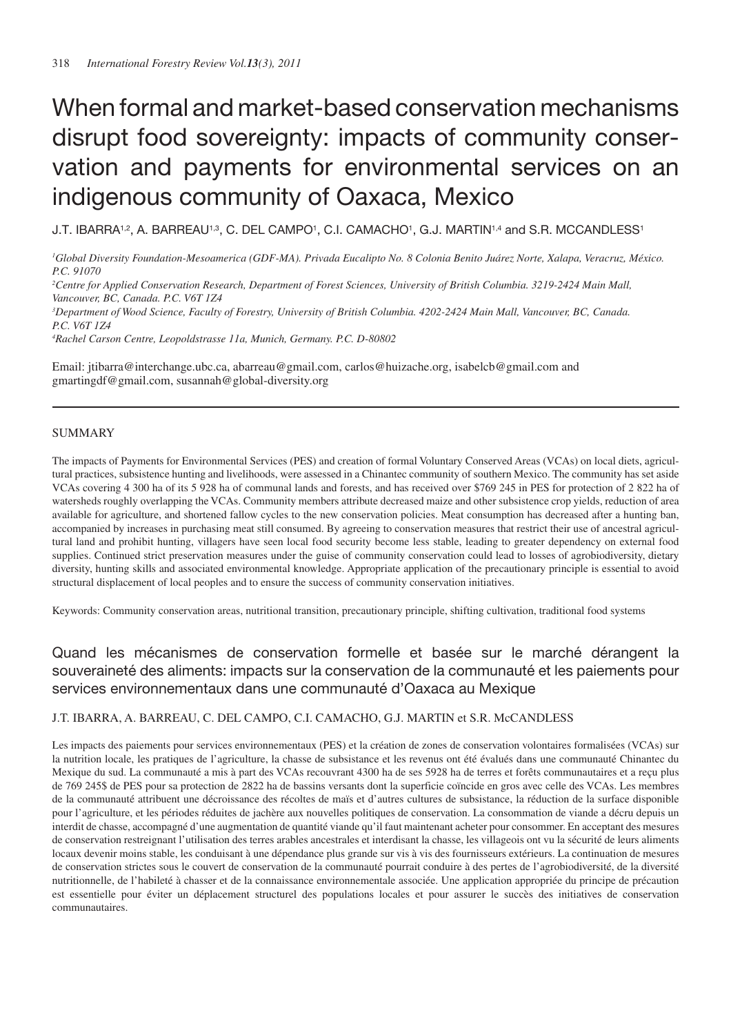# When formal and market-based conservation mechanisms disrupt food sovereignty: impacts of community conservation and payments for environmental services on an indigenous community of Oaxaca, Mexico

J.T. IBARRA[1,2], A. BARREAU[1,3], C. DEL CAMPO[1], C.I. CAMACHO[1], G.J. MARTIN[1,4] and S.R. MCCANDLESS[1]

[1]*Global Diversity Foundation-Mesoamerica (GDF-MA). Privada Eucalipto No. 8 Colonia Benito Juárez Norte, Xalapa, Veracruz, México. P.C. 91070*

[2]*Centre for Applied Conservation Research, Department of Forest Sciences, University of British Columbia. 3219-2424 Main Mall, Vancouver, BC, Canada. P.C. V6T 1Z4*

[3]*Department of Wood Science, Faculty of Forestry, University of British Columbia. 4202-2424 Main Mall, Vancouver, BC, Canada. P.C. V6T 1Z4*

[4]*Rachel Carson Centre, Leopoldstrasse 11a, Munich, Germany. P.C. D-80802*

Email: jtibarra@interchange.ubc.ca, abarreau@gmail.com, carlos@huizache.org, isabelcb@gmail.com and gmartingdf@gmail.com, susannah@global-diversity.org

## SUMMARY

The impacts of Payments for Environmental Services (PES) and creation of formal Voluntary Conserved Areas (VCAs) on local diets, agricultural practices, subsistence hunting and livelihoods, were assessed in a Chinantec community of southern Mexico. The community has set aside VCAs covering 4 300 ha of its 5 928 ha of communal lands and forests, and has received over $769 245 in PES for protection of 2 822 ha of watersheds roughly overlapping the VCAs. Community members attribute decreased maize and other subsistence crop yields, reduction of area available for agriculture, and shortened fallow cycles to the new conservation policies. Meat consumption has decreased after a hunting ban, accompanied by increases in purchasing meat still consumed. By agreeing to conservation measures that restrict their use of ancestral agricultural land and prohibit hunting, villagers have seen local food security become less stable, leading to greater dependency on external food supplies. Continued strict preservation measures under the guise of community conservation could lead to losses of agrobiodiversity, dietary diversity, hunting skills and associated environmental knowledge. Appropriate application of the precautionary principle is essential to avoid structural displacement of local peoples and to ensure the success of community conservation initiatives.

Keywords: Community conservation areas, nutritional transition, precautionary principle, shifting cultivation, traditional food systems

## Quand les mécanismes de conservation formelle et basée sur le marché dérangent la souveraineté des aliments: impacts sur la conservation de la communauté et les paiements pour services environnementaux dans une communauté d'Oaxaca au Mexique

J.T. IBARRA, A. BARREAU, C. DEL CAMPO, C.I. CAMACHO, G.J. MARTIN et S.R. McCANDLESS

Les impacts des paiements pour services environnementaux (PES) et la création de zones de conservation volontaires formalisées (VCAs) sur la nutrition locale, les pratiques de l'agriculture, la chasse de subsistance et les revenus ont été évalués dans une communauté Chinantec du Mexique du sud. La communauté a mis à part des VCAs recouvrant 4300 ha de ses 5928 ha de terres et forêts communautaires et a reçu plus de 769 245$ de PES pour sa protection de 2822 ha de bassins versants dont la superficie coïncide en gros avec celle des VCAs. Les membres de la communauté attribuent une décroissance des récoltes de maïs et d'autres cultures de subsistance, la réduction de la surface disponible pour l'agriculture, et les périodes réduites de jachère aux nouvelles politiques de conservation. La consommation de viande a décru depuis un interdit de chasse, accompagné d'une augmentation de quantité viande qu'il faut maintenant acheter pour consommer. En acceptant des mesures de conservation restreignant l'utilisation des terres arables ancestrales et interdisant la chasse, les villageois ont vu la sécurité de leurs aliments locaux devenir moins stable, les conduisant à une dépendance plus grande sur vis à vis des fournisseurs extérieurs. La continuation de mesures de conservation strictes sous le couvert de conservation de la communauté pourrait conduire à des pertes de l'agrobiodiversité, de la diversité nutritionnelle, de l'habileté à chasser et de la connaissance environnementale associée. Une application appropriée du principe de précaution est essentielle pour éviter un déplacement structurel des populations locales et pour assurer le succès des initiatives de conservation communautaires.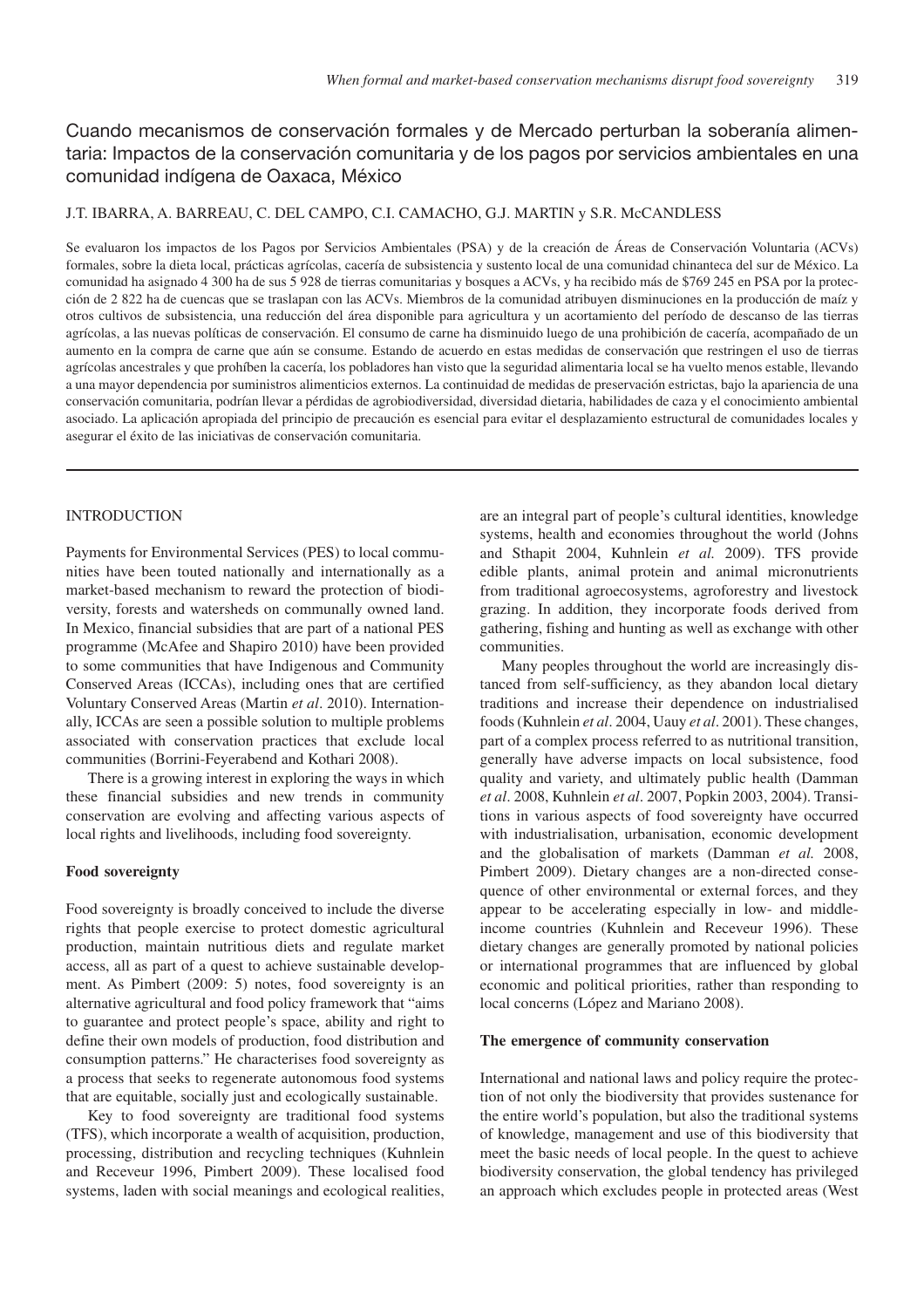## Cuando mecanismos de conservación formales y de Mercado perturban la soberanía alimentaria: Impactos de la conservación comunitaria y de los pagos por servicios ambientales en una comunidad indígena de Oaxaca, México

J.T. IBARRA, A. BARREAU, C. DEL CAMPO, C.I. CAMACHO, G.J. MARTIN y S.R. McCANDLESS

Se evaluaron los impactos de los Pagos por Servicios Ambientales (PSA) y de la creación de Áreas de Conservación Voluntaria (ACVs) formales, sobre la dieta local, prácticas agrícolas, cacería de subsistencia y sustento local de una comunidad chinanteca del sur de México. La comunidad ha asignado 4 300 ha de sus 5 928 de tierras comunitarias y bosques a ACVs, y ha recibido más de $769 245 en PSA por la protección de 2 822 ha de cuencas que se traslapan con las ACVs. Miembros de la comunidad atribuyen disminuciones en la producción de maíz y otros cultivos de subsistencia, una reducción del área disponible para agricultura y un acortamiento del período de descanso de las tierras agrícolas, a las nuevas políticas de conservación. El consumo de carne ha disminuido luego de una prohibición de cacería, acompañado de un aumento en la compra de carne que aún se consume. Estando de acuerdo en estas medidas de conservación que restringen el uso de tierras agrícolas ancestrales y que prohíben la cacería, los pobladores han visto que la seguridad alimentaria local se ha vuelto menos estable, llevando a una mayor dependencia por suministros alimenticios externos. La continuidad de medidas de preservación estrictas, bajo la apariencia de una conservación comunitaria, podrían llevar a pérdidas de agrobiodiversidad, diversidad dietaria, habilidades de caza y el conocimiento ambiental asociado. La aplicación apropiada del principio de precaución es esencial para evitar el desplazamiento estructural de comunidades locales y asegurar el éxito de las iniciativas de conservación comunitaria.

## INTRODUCTION

Payments for Environmental Services (PES) to local communities have been touted nationally and internationally as a market-based mechanism to reward the protection of biodiversity, forests and watersheds on communally owned land. In Mexico, financial subsidies that are part of a national PES programme (McAfee and Shapiro 2010) have been provided to some communities that have Indigenous and Community Conserved Areas (ICCAs), including ones that are certified Voluntary Conserved Areas (Martin *et al*. 2010). Internationally, ICCAs are seen a possible solution to multiple problems associated with conservation practices that exclude local communities (Borrini-Feyerabend and Kothari 2008).

There is a growing interest in exploring the ways in which these financial subsidies and new trends in community conservation are evolving and affecting various aspects of local rights and livelihoods, including food sovereignty.

### Food sovereignty

Food sovereignty is broadly conceived to include the diverse rights that people exercise to protect domestic agricultural production, maintain nutritious diets and regulate market access, all as part of a quest to achieve sustainable development. As Pimbert (2009: 5) notes, food sovereignty is an alternative agricultural and food policy framework that "aims to guarantee and protect people's space, ability and right to define their own models of production, food distribution and consumption patterns." He characterises food sovereignty as a process that seeks to regenerate autonomous food systems that are equitable, socially just and ecologically sustainable.

Key to food sovereignty are traditional food systems (TFS), which incorporate a wealth of acquisition, production, processing, distribution and recycling techniques (Kuhnlein and Receveur 1996, Pimbert 2009). These localised food systems, laden with social meanings and ecological realities, are an integral part of people's cultural identities, knowledge systems, health and economies throughout the world (Johns and Sthapit 2004, Kuhnlein *et al.* 2009). TFS provide edible plants, animal protein and animal micronutrients from traditional agroecosystems, agroforestry and livestock grazing. In addition, they incorporate foods derived from gathering, fishing and hunting as well as exchange with other communities.

Many peoples throughout the world are increasingly distanced from self-sufficiency, as they abandon local dietary traditions and increase their dependence on industrialised foods (Kuhnlein *et al*. 2004, Uauy *et al*. 2001). These changes, part of a complex process referred to as nutritional transition, generally have adverse impacts on local subsistence, food quality and variety, and ultimately public health (Damman *et al*. 2008, Kuhnlein *et al*. 2007, Popkin 2003, 2004). Transitions in various aspects of food sovereignty have occurred with industrialisation, urbanisation, economic development and the globalisation of markets (Damman *et al.* 2008, Pimbert 2009). Dietary changes are a non-directed consequence of other environmental or external forces, and they appear to be accelerating especially in low- and middle-income countries (Kuhnlein and Receveur 1996). These dietary changes are generally promoted by national policies or international programmes that are influenced by global economic and political priorities, rather than responding to local concerns (López and Mariano 2008).

### The emergence of community conservation

International and national laws and policy require the protection of not only the biodiversity that provides sustenance for the entire world's population, but also the traditional systems of knowledge, management and use of this biodiversity that meet the basic needs of local people. In the quest to achieve biodiversity conservation, the global tendency has privileged an approach which excludes people in protected areas (West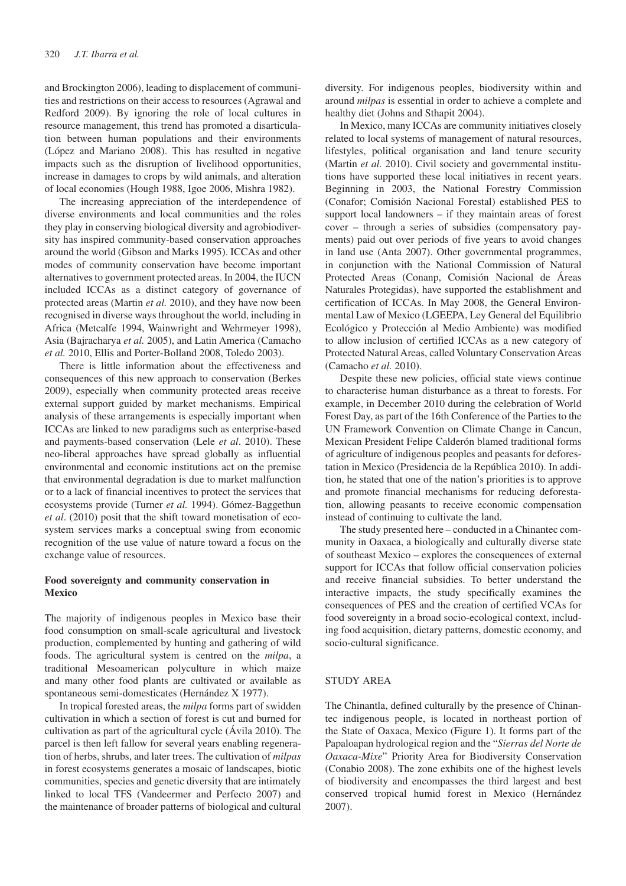and Brockington 2006), leading to displacement of communities and restrictions on their access to resources (Agrawal and Redford 2009). By ignoring the role of local cultures in resource management, this trend has promoted a disarticulation between human populations and their environments (López and Mariano 2008). This has resulted in negative impacts such as the disruption of livelihood opportunities, increase in damages to crops by wild animals, and alteration of local economies (Hough 1988, Igoe 2006, Mishra 1982).

The increasing appreciation of the interdependence of diverse environments and local communities and the roles they play in conserving biological diversity and agrobiodiversity has inspired community-based conservation approaches around the world (Gibson and Marks 1995). ICCAs and other modes of community conservation have become important alternatives to government protected areas. In 2004, the IUCN included ICCAs as a distinct category of governance of protected areas (Martin *et al.* 2010), and they have now been recognised in diverse ways throughout the world, including in Africa (Metcalfe 1994, Wainwright and Wehrmeyer 1998), Asia (Bajracharya *et al.* 2005), and Latin America (Camacho *et al.* 2010, Ellis and Porter-Bolland 2008, Toledo 2003).

There is little information about the effectiveness and consequences of this new approach to conservation (Berkes 2009), especially when community protected areas receive external support guided by market mechanisms. Empirical analysis of these arrangements is especially important when ICCAs are linked to new paradigms such as enterprise-based and payments-based conservation (Lele *et al*. 2010). These neo-liberal approaches have spread globally as influential environmental and economic institutions act on the premise that environmental degradation is due to market malfunction or to a lack of financial incentives to protect the services that ecosystems provide (Turner *et al.* 1994). Gómez-Baggethun *et al*. (2010) posit that the shift toward monetisation of ecosystem services marks a conceptual swing from economic recognition of the use value of nature toward a focus on the exchange value of resources.

## Food sovereignty and community conservation in Mexico

The majority of indigenous peoples in Mexico base their food consumption on small-scale agricultural and livestock production, complemented by hunting and gathering of wild foods. The agricultural system is centred on the *milpa*, a traditional Mesoamerican polyculture in which maize and many other food plants are cultivated or available as spontaneous semi-domesticates (Hernández X 1977).

In tropical forested areas, the *milpa* forms part of swidden cultivation in which a section of forest is cut and burned for cultivation as part of the agricultural cycle (Ávila 2010). The parcel is then left fallow for several years enabling regeneration of herbs, shrubs, and later trees. The cultivation of *milpas* in forest ecosystems generates a mosaic of landscapes, biotic communities, species and genetic diversity that are intimately linked to local TFS (Vandeermer and Perfecto 2007) and the maintenance of broader patterns of biological and cultural diversity. For indigenous peoples, biodiversity within and around *milpas* is essential in order to achieve a complete and healthy diet (Johns and Sthapit 2004).

In Mexico, many ICCAs are community initiatives closely related to local systems of management of natural resources, lifestyles, political organisation and land tenure security (Martin *et al.* 2010). Civil society and governmental institutions have supported these local initiatives in recent years. Beginning in 2003, the National Forestry Commission (Conafor; Comisión Nacional Forestal) established PES to support local landowners – if they maintain areas of forest cover – through a series of subsidies (compensatory payments) paid out over periods of five years to avoid changes in land use (Anta 2007). Other governmental programmes, in conjunction with the National Commission of Natural Protected Areas (Conanp, Comisión Nacional de Áreas Naturales Protegidas), have supported the establishment and certification of ICCAs. In May 2008, the General Environmental Law of Mexico (LGEEPA, Ley General del Equilibrio Ecológico y Protección al Medio Ambiente) was modified to allow inclusion of certified ICCAs as a new category of Protected Natural Areas, called Voluntary Conservation Areas (Camacho *et al.* 2010).

Despite these new policies, official state views continue to characterise human disturbance as a threat to forests. For example, in December 2010 during the celebration of World Forest Day, as part of the 16th Conference of the Parties to the UN Framework Convention on Climate Change in Cancun, Mexican President Felipe Calderón blamed traditional forms of agriculture of indigenous peoples and peasants for deforestation in Mexico (Presidencia de la República 2010). In addition, he stated that one of the nation's priorities is to approve and promote financial mechanisms for reducing deforestation, allowing peasants to receive economic compensation instead of continuing to cultivate the land.

The study presented here – conducted in a Chinantec community in Oaxaca, a biologically and culturally diverse state of southeast Mexico – explores the consequences of external support for ICCAs that follow official conservation policies and receive financial subsidies. To better understand the interactive impacts, the study specifically examines the consequences of PES and the creation of certified VCAs for food sovereignty in a broad socio-ecological context, including food acquisition, dietary patterns, domestic economy, and socio-cultural significance.

# STUDY AREA

The Chinantla, defined culturally by the presence of Chinantec indigenous people, is located in northeast portion of the State of Oaxaca, Mexico (Figure 1). It forms part of the Papaloapan hydrological region and the "*Sierras del Norte de Oaxaca-Mixe*" Priority Area for Biodiversity Conservation (Conabio 2008). The zone exhibits one of the highest levels of biodiversity and encompasses the third largest and best conserved tropical humid forest in Mexico (Hernández 2007).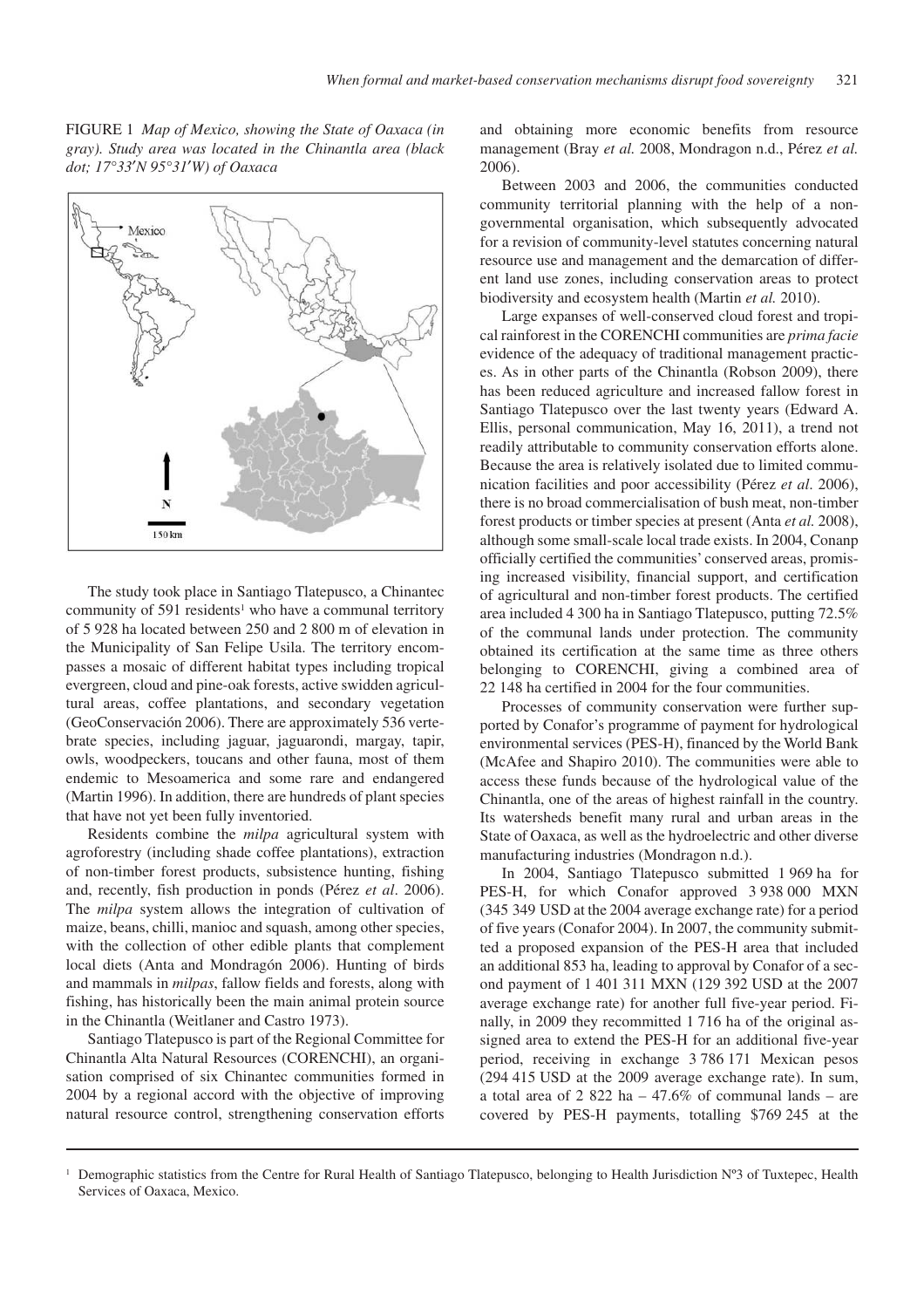FIGURE 1 *Map of Mexico, showing the State of Oaxaca (in gray). Study area was located in the Chinantla area (black dot; 17°33′N 95°31′W) of Oaxaca*

The study took place in Santiago Tlatepusco, a Chinantec community of 591 residents[1] who have a communal territory of 5 928 ha located between 250 and 2 800 m of elevation in the Municipality of San Felipe Usila. The territory encompasses a mosaic of different habitat types including tropical evergreen, cloud and pine-oak forests, active swidden agricultural areas, coffee plantations, and secondary vegetation (GeoConservación 2006). There are approximately 536 vertebrate species, including jaguar, jaguarondi, margay, tapir, owls, woodpeckers, toucans and other fauna, most of them endemic to Mesoamerica and some rare and endangered (Martin 1996). In addition, there are hundreds of plant species that have not yet been fully inventoried.

Residents combine the *milpa* agricultural system with agroforestry (including shade coffee plantations), extraction of non-timber forest products, subsistence hunting, fishing and, recently, fish production in ponds (Pérez *et al*. 2006). The *milpa* system allows the integration of cultivation of maize, beans, chilli, manioc and squash, among other species, with the collection of other edible plants that complement local diets (Anta and Mondragón 2006). Hunting of birds and mammals in *milpas*, fallow fields and forests, along with fishing, has historically been the main animal protein source in the Chinantla (Weitlaner and Castro 1973).

Santiago Tlatepusco is part of the Regional Committee for Chinantla Alta Natural Resources (CORENCHI), an organisation comprised of six Chinantec communities formed in 2004 by a regional accord with the objective of improving natural resource control, strengthening conservation efforts and obtaining more economic benefits from resource management (Bray *et al.* 2008, Mondragon n.d., Pérez *et al.* 2006).

Between 2003 and 2006, the communities conducted community territorial planning with the help of a non-governmental organisation, which subsequently advocated for a revision of community-level statutes concerning natural resource use and management and the demarcation of different land use zones, including conservation areas to protect biodiversity and ecosystem health (Martin *et al.* 2010).

Large expanses of well-conserved cloud forest and tropical rainforest in the CORENCHI communities are *prima facie* evidence of the adequacy of traditional management practices. As in other parts of the Chinantla (Robson 2009), there has been reduced agriculture and increased fallow forest in Santiago Tlatepusco over the last twenty years (Edward A. Ellis, personal communication, May 16, 2011), a trend not readily attributable to community conservation efforts alone. Because the area is relatively isolated due to limited communication facilities and poor accessibility (Pérez *et al*. 2006), there is no broad commercialisation of bush meat, non-timber forest products or timber species at present (Anta *et al.* 2008), although some small-scale local trade exists. In 2004, Conanp officially certified the communities' conserved areas, promising increased visibility, financial support, and certification of agricultural and non-timber forest products. The certified area included 4 300 ha in Santiago Tlatepusco, putting 72.5% of the communal lands under protection. The community obtained its certification at the same time as three others belonging to CORENCHI, giving a combined area of 22 148 ha certified in 2004 for the four communities.

Processes of community conservation were further supported by Conafor's programme of payment for hydrological environmental services (PES-H), financed by the World Bank (McAfee and Shapiro 2010). The communities were able to access these funds because of the hydrological value of the Chinantla, one of the areas of highest rainfall in the country. Its watersheds benefit many rural and urban areas in the State of Oaxaca, as well as the hydroelectric and other diverse manufacturing industries (Mondragon n.d.).

In 2004, Santiago Tlatepusco submitted 1 969 ha for PES-H, for which Conafor approved 3 938 000 MXN (345 349 USD at the 2004 average exchange rate) for a period of five years (Conafor 2004). In 2007, the community submitted a proposed expansion of the PES-H area that included an additional 853 ha, leading to approval by Conafor of a second payment of 1 401 311 MXN (129 392 USD at the 2007 average exchange rate) for another full five-year period. Finally, in 2009 they recommitted 1 716 ha of the original assigned area to extend the PES-H for an additional five-year period, receiving in exchange 3 786 171 Mexican pesos (294 415 USD at the 2009 average exchange rate). In sum, a total area of 2 822 ha – 47.6% of communal lands – are covered by PES-H payments, totalling $769 245 at the

[1] Demographic statistics from the Centre for Rural Health of Santiago Tlatepusco, belonging to Health Jurisdiction Nº3 of Tuxtepec, Health Services of Oaxaca, Mexico.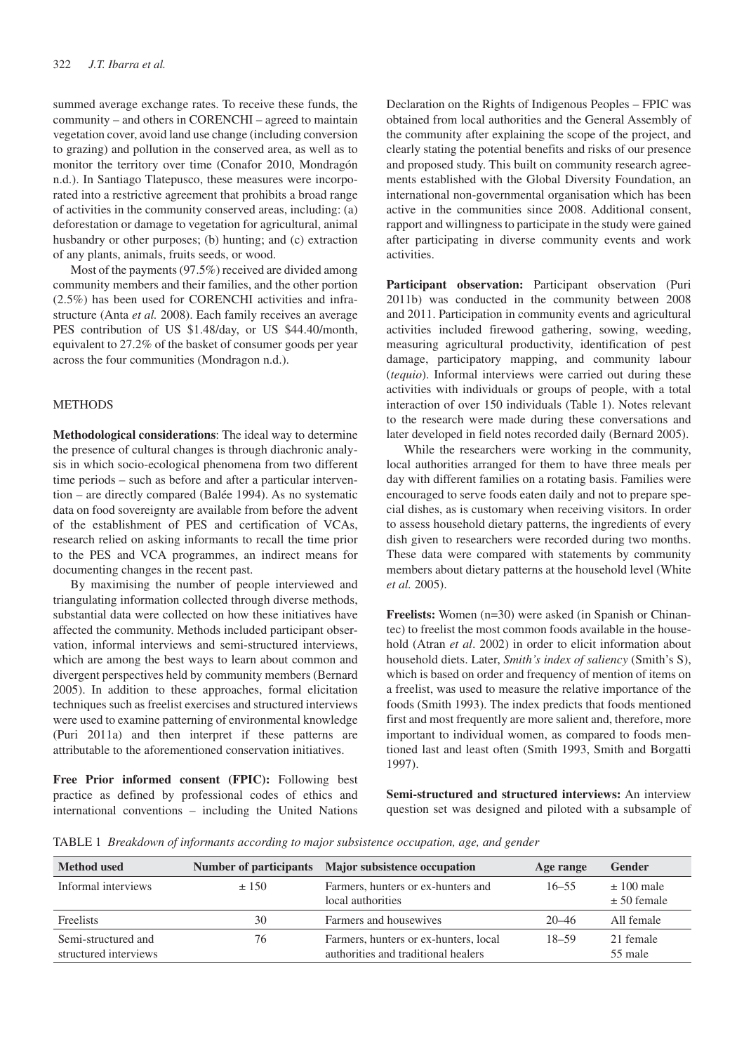summed average exchange rates. To receive these funds, the community – and others in CORENCHI – agreed to maintain vegetation cover, avoid land use change (including conversion to grazing) and pollution in the conserved area, as well as to monitor the territory over time (Conafor 2010, Mondragón n.d.). In Santiago Tlatepusco, these measures were incorporated into a restrictive agreement that prohibits a broad range of activities in the community conserved areas, including: (a) deforestation or damage to vegetation for agricultural, animal husbandry or other purposes; (b) hunting; and (c) extraction of any plants, animals, fruits seeds, or wood.

Most of the payments (97.5%) received are divided among community members and their families, and the other portion (2.5%) has been used for CORENCHI activities and infrastructure (Anta *et al.* 2008). Each family receives an average PES contribution of US $1.48/day, or US $44.40/month, equivalent to 27.2% of the basket of consumer goods per year across the four communities (Mondragon n.d.).

## METHODS

**Methodological considerations**: The ideal way to determine the presence of cultural changes is through diachronic analysis in which socio-ecological phenomena from two different time periods – such as before and after a particular intervention – are directly compared (Balée 1994). As no systematic data on food sovereignty are available from before the advent of the establishment of PES and certification of VCAs, research relied on asking informants to recall the time prior to the PES and VCA programmes, an indirect means for documenting changes in the recent past.

By maximising the number of people interviewed and triangulating information collected through diverse methods, substantial data were collected on how these initiatives have affected the community. Methods included participant observation, informal interviews and semi-structured interviews, which are among the best ways to learn about common and divergent perspectives held by community members (Bernard 2005). In addition to these approaches, formal elicitation techniques such as freelist exercises and structured interviews were used to examine patterning of environmental knowledge (Puri 2011a) and then interpret if these patterns are attributable to the aforementioned conservation initiatives.

**Free Prior informed consent (FPIC):** Following best practice as defined by professional codes of ethics and international conventions – including the United Nations Declaration on the Rights of Indigenous Peoples – FPIC was obtained from local authorities and the General Assembly of the community after explaining the scope of the project, and clearly stating the potential benefits and risks of our presence and proposed study. This built on community research agreements established with the Global Diversity Foundation, an international non-governmental organisation which has been active in the communities since 2008. Additional consent, rapport and willingness to participate in the study were gained after participating in diverse community events and work activities.

**Participant observation:** Participant observation (Puri 2011b) was conducted in the community between 2008 and 2011. Participation in community events and agricultural activities included firewood gathering, sowing, weeding, measuring agricultural productivity, identification of pest damage, participatory mapping, and community labour (*tequio*). Informal interviews were carried out during these activities with individuals or groups of people, with a total interaction of over 150 individuals (Table 1). Notes relevant to the research were made during these conversations and later developed in field notes recorded daily (Bernard 2005).

While the researchers were working in the community, local authorities arranged for them to have three meals per day with different families on a rotating basis. Families were encouraged to serve foods eaten daily and not to prepare special dishes, as is customary when receiving visitors. In order to assess household dietary patterns, the ingredients of every dish given to researchers were recorded during two months. These data were compared with statements by community members about dietary patterns at the household level (White *et al.* 2005).

**Freelists:** Women (n=30) were asked (in Spanish or Chinantec) to freelist the most common foods available in the household (Atran *et al*. 2002) in order to elicit information about household diets. Later, *Smith's index of saliency* (Smith's S), which is based on order and frequency of mention of items on a freelist, was used to measure the relative importance of the foods (Smith 1993). The index predicts that foods mentioned first and most frequently are more salient and, therefore, more important to individual women, as compared to foods mentioned last and least often (Smith 1993, Smith and Borgatti 1997).

**Semi-structured and structured interviews:** An interview question set was designed and piloted with a subsample of

TABLE 1 *Breakdown of informants according to major subsistence occupation, age, and gender*

| Method used | Number of participants | Major subsistence occupation | Age range | Gender |
|---|---|---|---|---|
| Informal interviews | ± 150 | Farmers, hunters or ex-hunters and local authorities | 16–55 | ± 100 male<br>± 50 female |
| Freelists | 30 | Farmers and housewives | 20–46 | All female |
| Semi-structured and structured interviews | 76 | Farmers, hunters or ex-hunters, local authorities and traditional healers | 18–59 | 21 female<br>55 male |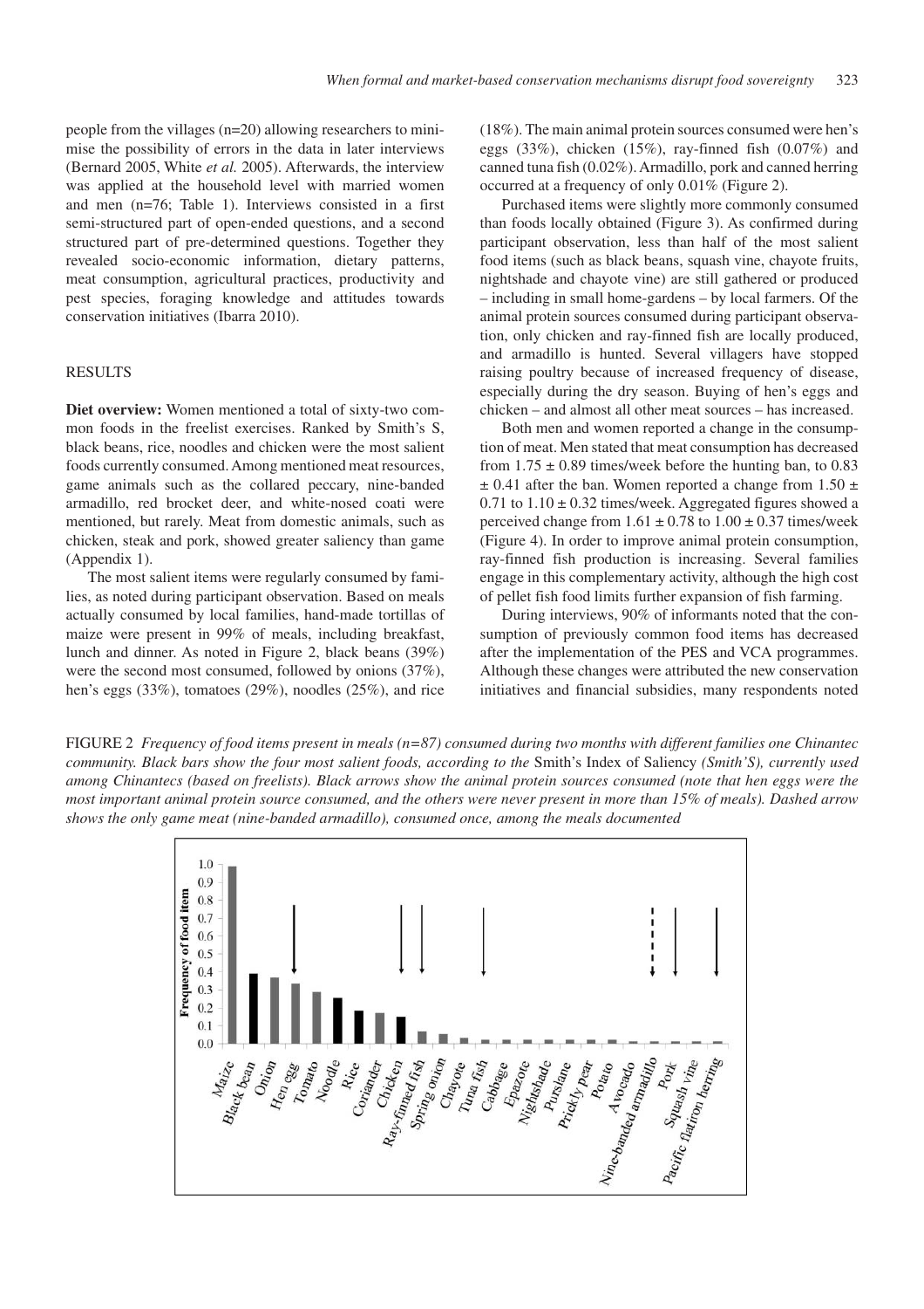people from the villages (n=20) allowing researchers to minimise the possibility of errors in the data in later interviews (Bernard 2005, White *et al.* 2005). Afterwards, the interview was applied at the household level with married women and men (n=76; Table 1). Interviews consisted in a first semi-structured part of open-ended questions, and a second structured part of pre-determined questions. Together they revealed socio-economic information, dietary patterns, meat consumption, agricultural practices, productivity and pest species, foraging knowledge and attitudes towards conservation initiatives (Ibarra 2010).

## RESULTS

**Diet overview:** Women mentioned a total of sixty-two common foods in the freelist exercises. Ranked by Smith's S, black beans, rice, noodles and chicken were the most salient foods currently consumed. Among mentioned meat resources, game animals such as the collared peccary, nine-banded armadillo, red brocket deer, and white-nosed coati were mentioned, but rarely. Meat from domestic animals, such as chicken, steak and pork, showed greater saliency than game (Appendix 1).

The most salient items were regularly consumed by families, as noted during participant observation. Based on meals actually consumed by local families, hand-made tortillas of maize were present in 99% of meals, including breakfast, lunch and dinner. As noted in Figure 2, black beans (39%) were the second most consumed, followed by onions (37%), hen's eggs (33%), tomatoes (29%), noodles (25%), and rice (18%). The main animal protein sources consumed were hen's eggs (33%), chicken (15%), ray-finned fish (0.07%) and canned tuna fish (0.02%). Armadillo, pork and canned herring occurred at a frequency of only 0.01% (Figure 2).

Purchased items were slightly more commonly consumed than foods locally obtained (Figure 3). As confirmed during participant observation, less than half of the most salient food items (such as black beans, squash vine, chayote fruits, nightshade and chayote vine) are still gathered or produced – including in small home-gardens – by local farmers. Of the animal protein sources consumed during participant observation, only chicken and ray-finned fish are locally produced, and armadillo is hunted. Several villagers have stopped raising poultry because of increased frequency of disease, especially during the dry season. Buying of hen's eggs and chicken – and almost all other meat sources – has increased.

Both men and women reported a change in the consumption of meat. Men stated that meat consumption has decreased from $1.75 \pm 0.89$ times/week before the hunting ban, to $0.83 \pm 0.41$ after the ban. Women reported a change from $1.50 \pm 0.71$ to $1.10 \pm 0.32$ times/week. Aggregated figures showed a perceived change from $1.61 \pm 0.78$ to $1.00 \pm 0.37$ times/week (Figure 4). In order to improve animal protein consumption, ray-finned fish production is increasing. Several families engage in this complementary activity, although the high cost of pellet fish food limits further expansion of fish farming.

During interviews, 90% of informants noted that the consumption of previously common food items has decreased after the implementation of the PES and VCA programmes. Although these changes were attributed the new conservation initiatives and financial subsidies, many respondents noted

FIGURE 2 *Frequency of food items present in meals (n=87) consumed during two months with different families one Chinantec community. Black bars show the four most salient foods, according to the* Smith's Index of Saliency *(Smith'S), currently used among Chinantecs (based on freelists). Black arrows show the animal protein sources consumed (note that hen eggs were the most important animal protein source consumed, and the others were never present in more than 15% of meals). Dashed arrow shows the only game meat (nine-banded armadillo), consumed once, among the meals documented*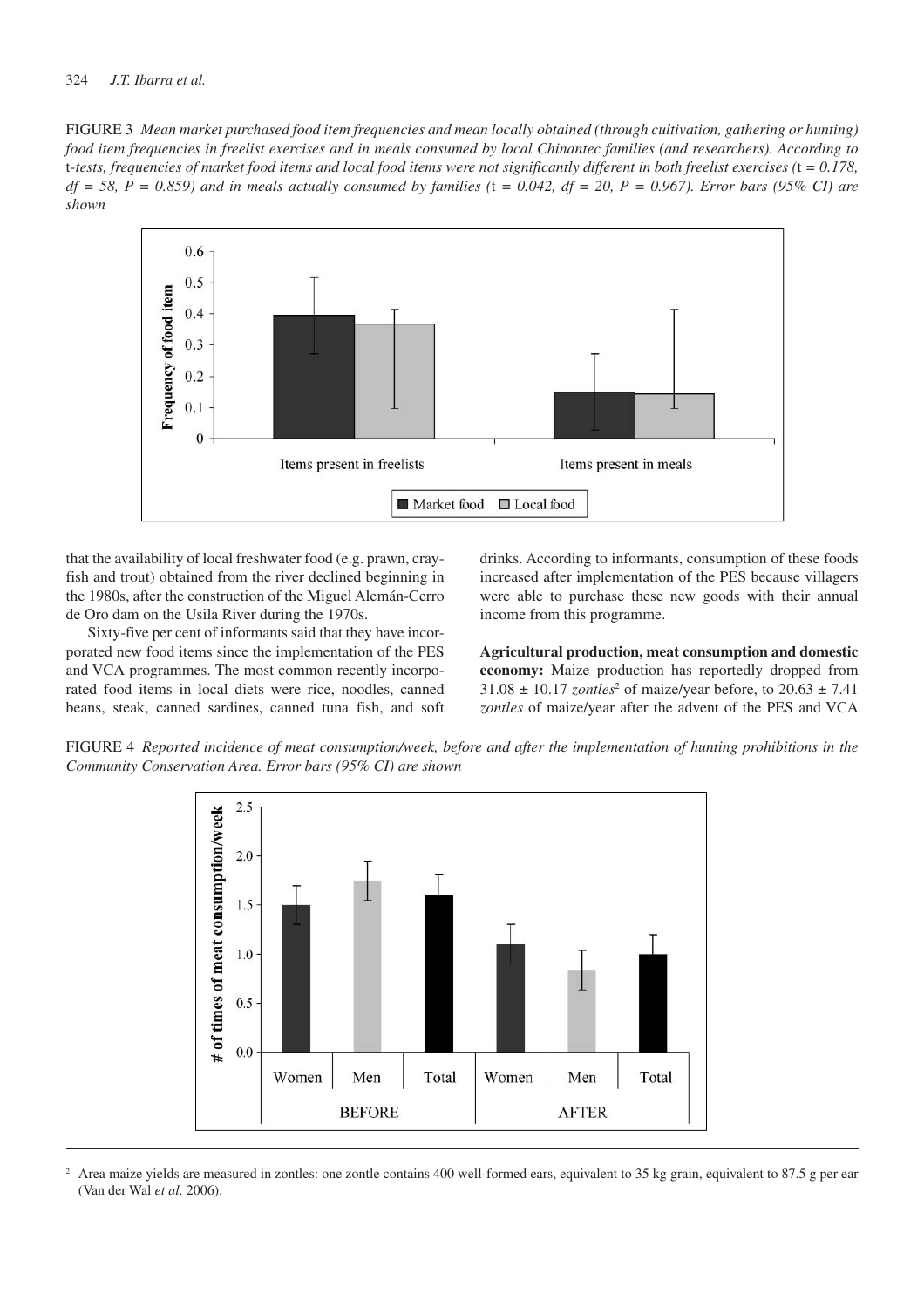FIGURE 3 *Mean market purchased food item frequencies and mean locally obtained (through cultivation, gathering or hunting) food item frequencies in freelist exercises and in meals consumed by local Chinantec families (and researchers). According to* t*-tests, frequencies of market food items and local food items were not significantly different in both freelist exercises (*$t = 0.178$*, $df = 58$, $P = 0.859$) and in meals actually consumed by families (*$t = 0.042$*, $df = 20$, $P = 0.967$). Error bars (95% CI) are shown*

Frequency of food item

0.6
0.5
0.4
0.3
0.2
0.1
0

Items present in freelists
Items present in meals

Market food
Local food

that the availability of local freshwater food (e.g. prawn, crayfish and trout) obtained from the river declined beginning in the 1980s, after the construction of the Miguel Alemán-Cerro de Oro dam on the Usila River during the 1970s.

Sixty-five per cent of informants said that they have incorporated new food items since the implementation of the PES and VCA programmes. The most common recently incorporated food items in local diets were rice, noodles, canned beans, steak, canned sardines, canned tuna fish, and soft drinks. According to informants, consumption of these foods increased after implementation of the PES because villagers were able to purchase these new goods with their annual income from this programme.

**Agricultural production, meat consumption and domestic economy:** Maize production has reportedly dropped from $31.08 \pm 10.17$ *zontles*[2] of maize/year before, to $20.63 \pm 7.41$ *zontles* of maize/year after the advent of the PES and VCA

FIGURE 4 *Reported incidence of meat consumption/week, before and after the implementation of hunting prohibitions in the Community Conservation Area. Error bars (95% CI) are shown*

# of times of meat consumption/week

2.5
2.0
1.5
1.0
0.5
0.0

Women
Men
Total
Women
Men
Total

BEFORE
AFTER

[2] Area maize yields are measured in zontles: one zontle contains 400 well-formed ears, equivalent to 35 kg grain, equivalent to 87.5 g per ear (Van der Wal *et al*. 2006).